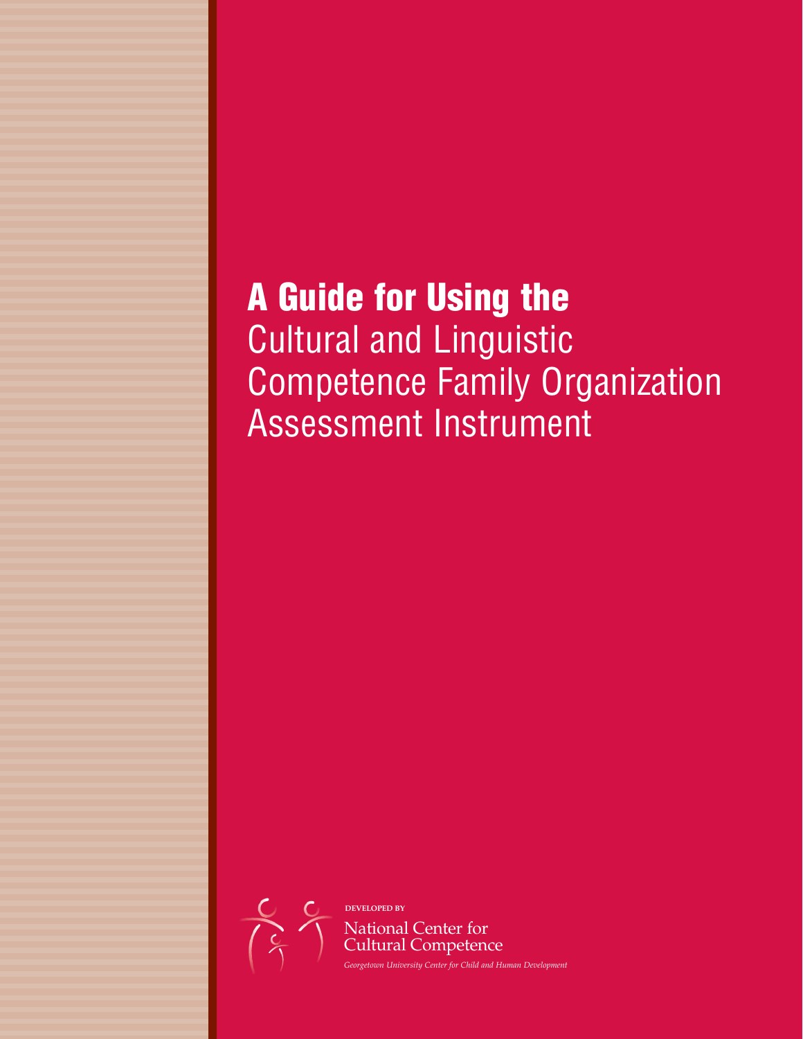# A Guide for Using the Cultural and Linguistic Competence Family Organization Assessment Instrument

DEVELOPED BY

National Center for Cultural Competence

*Georgetown University Center for Child and Human Development*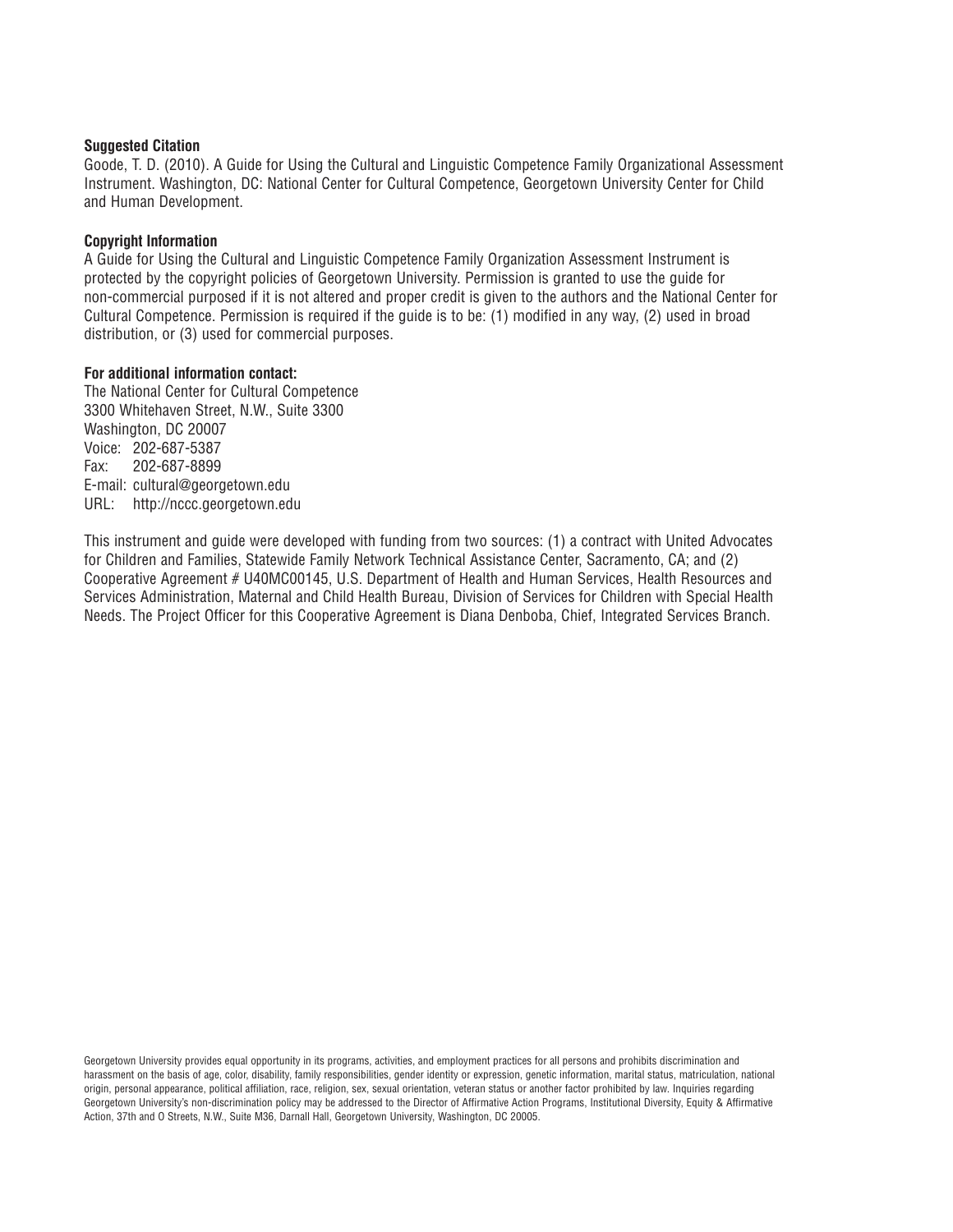**Suggested Citation**
Goode, T. D. (2010). A Guide for Using the Cultural and Linguistic Competence Family Organizational Assessment Instrument. Washington, DC: National Center for Cultural Competence, Georgetown University Center for Child and Human Development.

**Copyright Information**
A Guide for Using the Cultural and Linguistic Competence Family Organization Assessment Instrument is protected by the copyright policies of Georgetown University. Permission is granted to use the guide for non-commercial purposed if it is not altered and proper credit is given to the authors and the National Center for Cultural Competence. Permission is required if the guide is to be: (1) modified in any way, (2) used in broad distribution, or (3) used for commercial purposes.

**For additional information contact:**
The National Center for Cultural Competence
3300 Whitehaven Street, N.W., Suite 3300
Washington, DC 20007
Voice: 202-687-5387
Fax: 202-687-8899
E-mail: cultural@georgetown.edu
URL: http://nccc.georgetown.edu

This instrument and guide were developed with funding from two sources: (1) a contract with United Advocates for Children and Families, Statewide Family Network Technical Assistance Center, Sacramento, CA; and (2) Cooperative Agreement # U40MC00145, U.S. Department of Health and Human Services, Health Resources and Services Administration, Maternal and Child Health Bureau, Division of Services for Children with Special Health Needs. The Project Officer for this Cooperative Agreement is Diana Denboba, Chief, Integrated Services Branch.

Georgetown University provides equal opportunity in its programs, activities, and employment practices for all persons and prohibits discrimination and harassment on the basis of age, color, disability, family responsibilities, gender identity or expression, genetic information, marital status, matriculation, national origin, personal appearance, political affiliation, race, religion, sex, sexual orientation, veteran status or another factor prohibited by law. Inquiries regarding Georgetown University's non-discrimination policy may be addressed to the Director of Affirmative Action Programs, Institutional Diversity, Equity & Affirmative Action, 37th and O Streets, N.W., Suite M36, Darnall Hall, Georgetown University, Washington, DC 20005.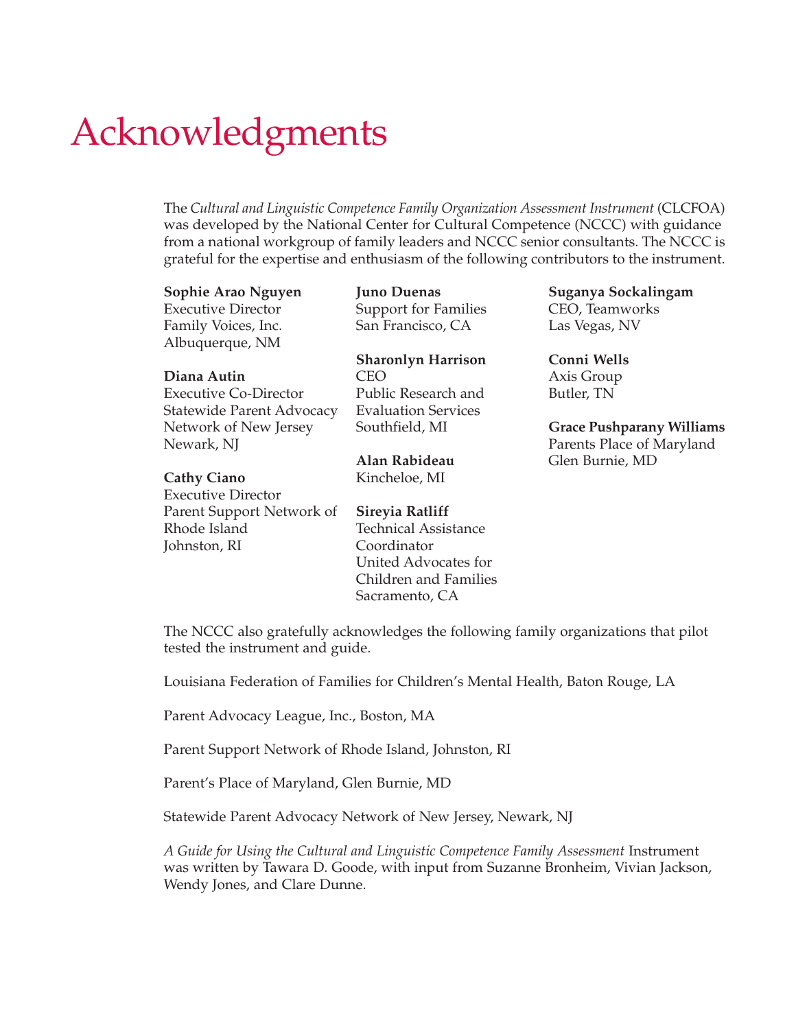# Acknowledgments

The *Cultural and Linguistic Competence Family Organization Assessment Instrument* (CLCFOA) was developed by the National Center for Cultural Competence (NCCC) with guidance from a national workgroup of family leaders and NCCC senior consultants. The NCCC is grateful for the expertise and enthusiasm of the following contributors to the instrument.

**Sophie Arao Nguyen**
Executive Director
Family Voices, Inc.
Albuquerque, NM

**Diana Autin**
Executive Co-Director
Statewide Parent Advocacy Network of New Jersey
Newark, NJ

**Cathy Ciano**
Executive Director
Parent Support Network of Rhode Island
Johnston, RI

**Juno Duenas**
Support for Families
San Francisco, CA

**Sharonlyn Harrison**
CEO
Public Research and Evaluation Services
Southfield, MI

**Alan Rabideau**
Kincheloe, MI

**Sireyia Ratliff**
Technical Assistance Coordinator
United Advocates for Children and Families
Sacramento, CA

**Suganya Sockalingam**
CEO, Teamworks
Las Vegas, NV

**Conni Wells**
Axis Group
Butler, TN

**Grace Pushparany Williams**
Parents Place of Maryland
Glen Burnie, MD

The NCCC also gratefully acknowledges the following family organizations that pilot tested the instrument and guide.

Louisiana Federation of Families for Children's Mental Health, Baton Rouge, LA

Parent Advocacy League, Inc., Boston, MA

Parent Support Network of Rhode Island, Johnston, RI

Parent's Place of Maryland, Glen Burnie, MD

Statewide Parent Advocacy Network of New Jersey, Newark, NJ

*A Guide for Using the Cultural and Linguistic Competence Family Assessment* Instrument was written by Tawara D. Goode, with input from Suzanne Bronheim, Vivian Jackson, Wendy Jones, and Clare Dunne.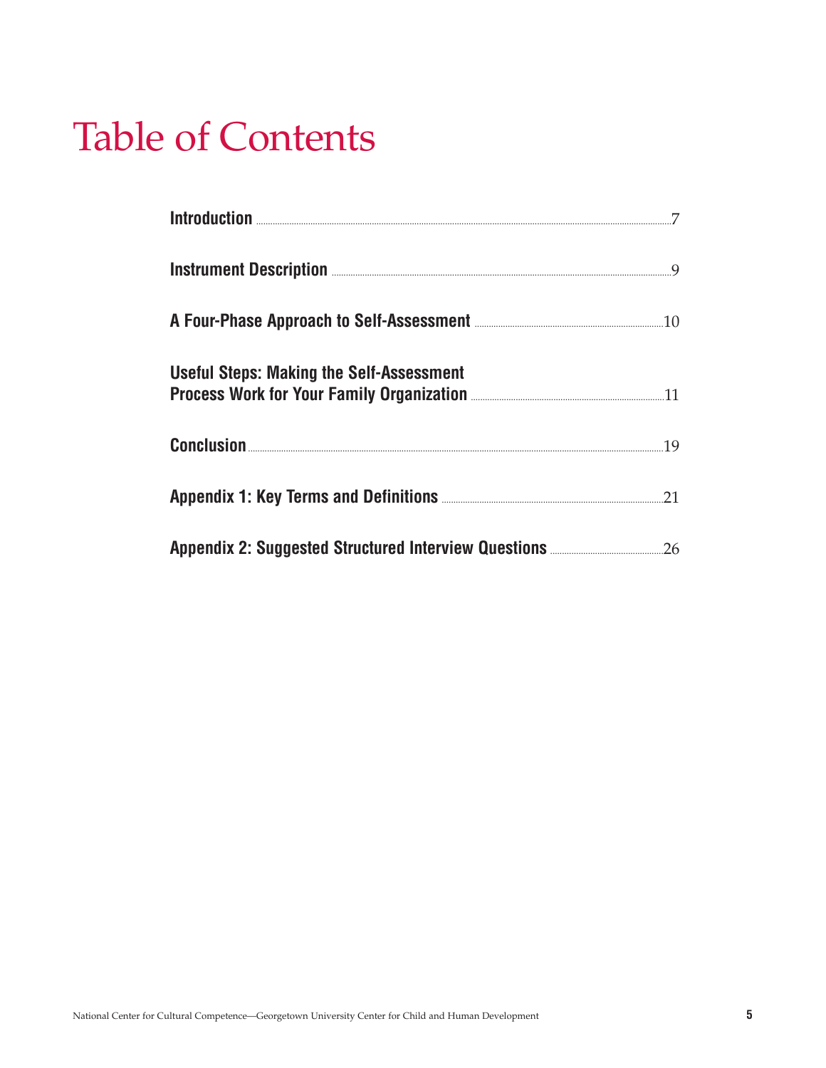# Table of Contents

**Introduction** ........ 7

**Instrument Description** ........ 9

**A Four-Phase Approach to Self-Assessment** ........ 10

**Useful Steps: Making the Self-Assessment Process Work for Your Family Organization** ........ 11

**Conclusion** ........ 19

**Appendix 1: Key Terms and Definitions** ........ 21

**Appendix 2: Suggested Structured Interview Questions** ........ 26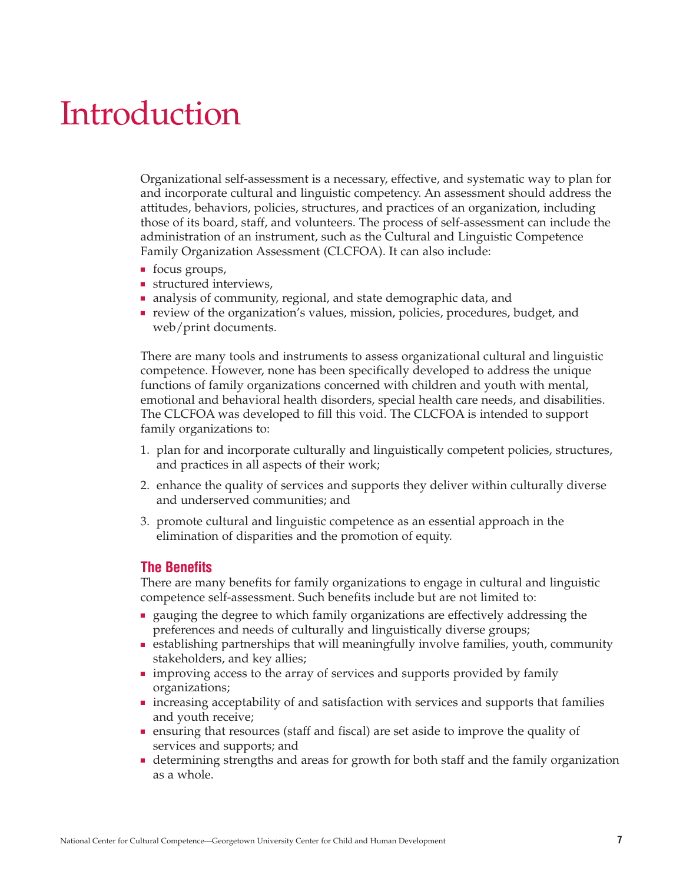# Introduction

Organizational self-assessment is a necessary, effective, and systematic way to plan for and incorporate cultural and linguistic competency. An assessment should address the attitudes, behaviors, policies, structures, and practices of an organization, including those of its board, staff, and volunteers. The process of self-assessment can include the administration of an instrument, such as the Cultural and Linguistic Competence Family Organization Assessment (CLCFOA). It can also include:

- focus groups,
- structured interviews,
- analysis of community, regional, and state demographic data, and
- review of the organization's values, mission, policies, procedures, budget, and web/print documents.

There are many tools and instruments to assess organizational cultural and linguistic competence. However, none has been specifically developed to address the unique functions of family organizations concerned with children and youth with mental, emotional and behavioral health disorders, special health care needs, and disabilities. The CLCFOA was developed to fill this void. The CLCFOA is intended to support family organizations to:

1. plan for and incorporate culturally and linguistically competent policies, structures, and practices in all aspects of their work;
2. enhance the quality of services and supports they deliver within culturally diverse and underserved communities; and
3. promote cultural and linguistic competence as an essential approach in the elimination of disparities and the promotion of equity.

## The Benefits

There are many benefits for family organizations to engage in cultural and linguistic competence self-assessment. Such benefits include but are not limited to:

- gauging the degree to which family organizations are effectively addressing the preferences and needs of culturally and linguistically diverse groups;
- establishing partnerships that will meaningfully involve families, youth, community stakeholders, and key allies;
- improving access to the array of services and supports provided by family organizations;
- increasing acceptability of and satisfaction with services and supports that families and youth receive;
- ensuring that resources (staff and fiscal) are set aside to improve the quality of services and supports; and
- determining strengths and areas for growth for both staff and the family organization as a whole.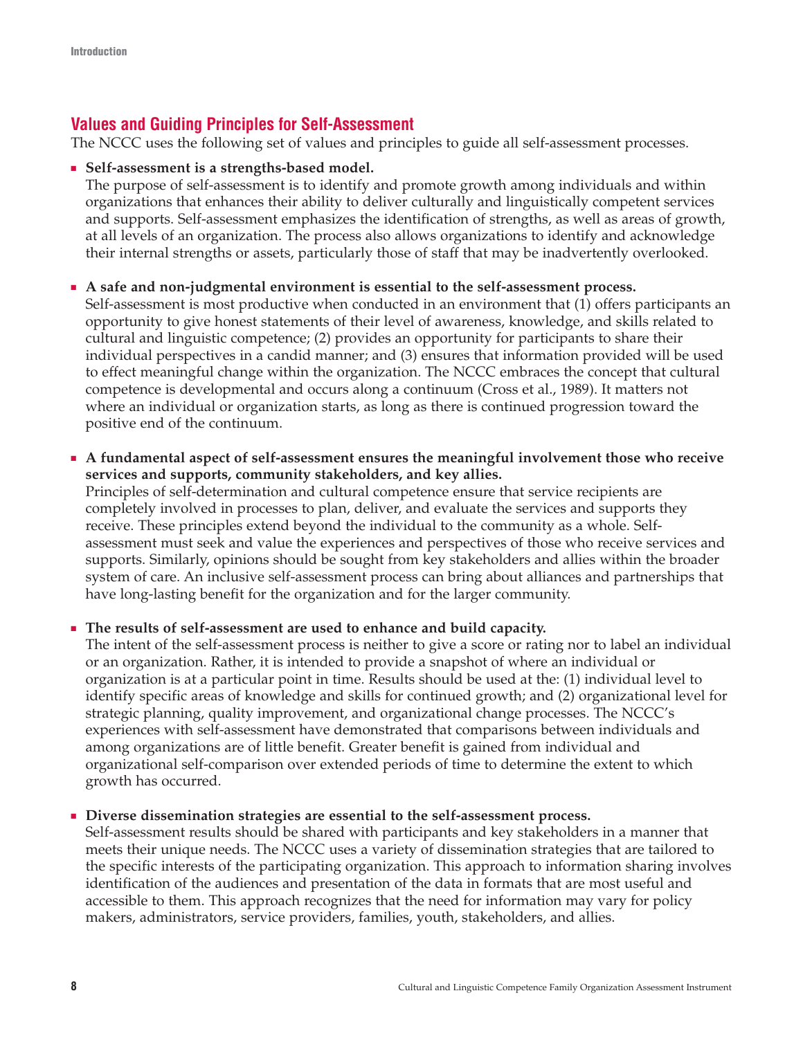## Values and Guiding Principles for Self-Assessment

The NCCC uses the following set of values and principles to guide all self-assessment processes.

- **Self-assessment is a strengths-based model.**
  The purpose of self-assessment is to identify and promote growth among individuals and within organizations that enhances their ability to deliver culturally and linguistically competent services and supports. Self-assessment emphasizes the identification of strengths, as well as areas of growth, at all levels of an organization. The process also allows organizations to identify and acknowledge their internal strengths or assets, particularly those of staff that may be inadvertently overlooked.

- **A safe and non-judgmental environment is essential to the self-assessment process.**
  Self-assessment is most productive when conducted in an environment that (1) offers participants an opportunity to give honest statements of their level of awareness, knowledge, and skills related to cultural and linguistic competence; (2) provides an opportunity for participants to share their individual perspectives in a candid manner; and (3) ensures that information provided will be used to effect meaningful change within the organization. The NCCC embraces the concept that cultural competence is developmental and occurs along a continuum (Cross et al., 1989). It matters not where an individual or organization starts, as long as there is continued progression toward the positive end of the continuum.

- **A fundamental aspect of self-assessment ensures the meaningful involvement those who receive services and supports, community stakeholders, and key allies.**
  Principles of self-determination and cultural competence ensure that service recipients are completely involved in processes to plan, deliver, and evaluate the services and supports they receive. These principles extend beyond the individual to the community as a whole. Self-assessment must seek and value the experiences and perspectives of those who receive services and supports. Similarly, opinions should be sought from key stakeholders and allies within the broader system of care. An inclusive self-assessment process can bring about alliances and partnerships that have long-lasting benefit for the organization and for the larger community.

- **The results of self-assessment are used to enhance and build capacity.**
  The intent of the self-assessment process is neither to give a score or rating nor to label an individual or an organization. Rather, it is intended to provide a snapshot of where an individual or organization is at a particular point in time. Results should be used at the: (1) individual level to identify specific areas of knowledge and skills for continued growth; and (2) organizational level for strategic planning, quality improvement, and organizational change processes. The NCCC's experiences with self-assessment have demonstrated that comparisons between individuals and among organizations are of little benefit. Greater benefit is gained from individual and organizational self-comparison over extended periods of time to determine the extent to which growth has occurred.

- **Diverse dissemination strategies are essential to the self-assessment process.**
  Self-assessment results should be shared with participants and key stakeholders in a manner that meets their unique needs. The NCCC uses a variety of dissemination strategies that are tailored to the specific interests of the participating organization. This approach to information sharing involves identification of the audiences and presentation of the data in formats that are most useful and accessible to them. This approach recognizes that the need for information may vary for policy makers, administrators, service providers, families, youth, stakeholders, and allies.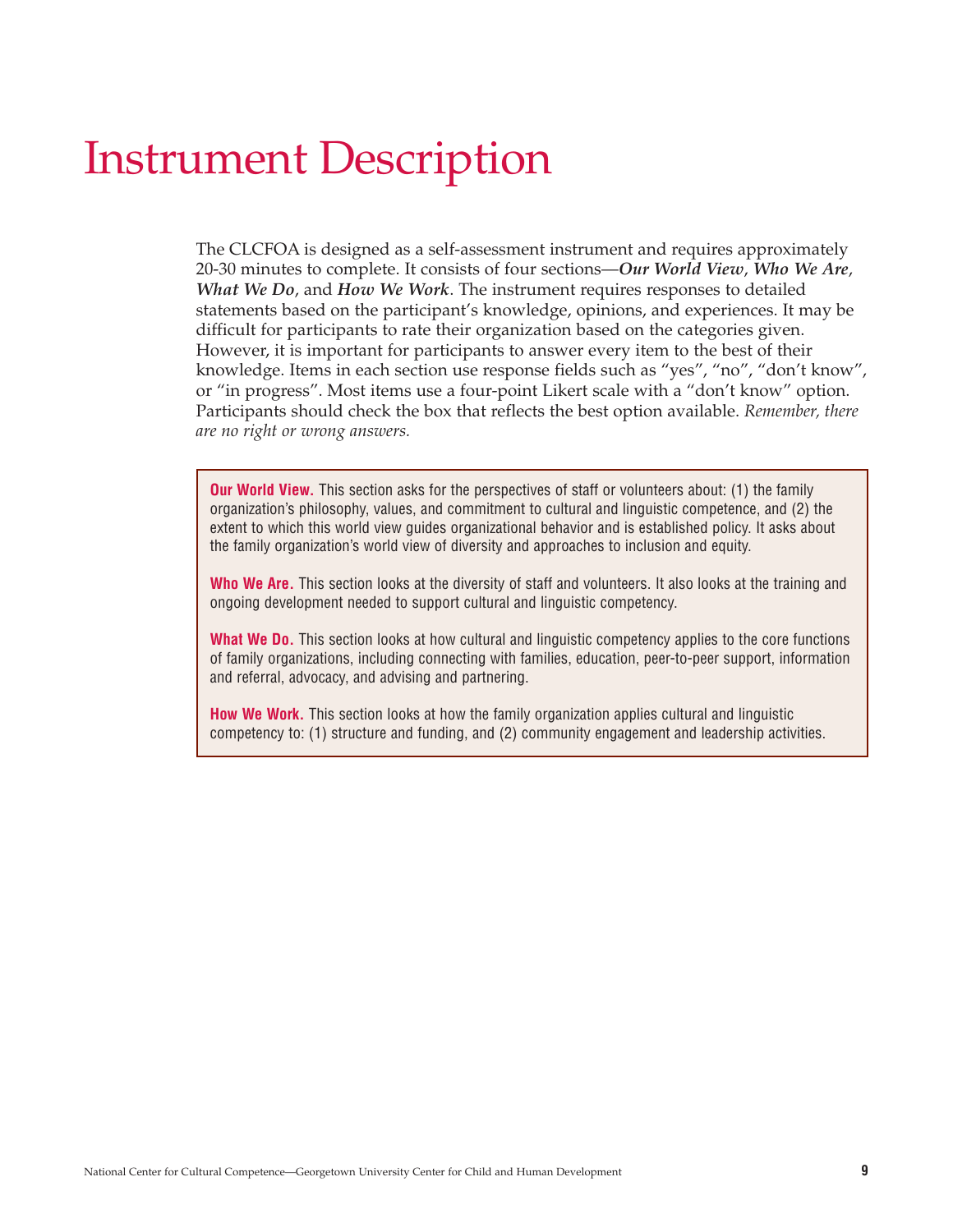# Instrument Description

The CLCFOA is designed as a self-assessment instrument and requires approximately 20-30 minutes to complete. It consists of four sections—***Our World View***, ***Who We Are***, ***What We Do***, and ***How We Work***. The instrument requires responses to detailed statements based on the participant's knowledge, opinions, and experiences. It may be difficult for participants to rate their organization based on the categories given. However, it is important for participants to answer every item to the best of their knowledge. Items in each section use response fields such as "yes", "no", "don't know", or "in progress". Most items use a four-point Likert scale with a "don't know" option. Participants should check the box that reflects the best option available. *Remember, there are no right or wrong answers.*

**Our World View.** This section asks for the perspectives of staff or volunteers about: (1) the family organization's philosophy, values, and commitment to cultural and linguistic competence, and (2) the extent to which this world view guides organizational behavior and is established policy. It asks about the family organization's world view of diversity and approaches to inclusion and equity.

**Who We Are.** This section looks at the diversity of staff and volunteers. It also looks at the training and ongoing development needed to support cultural and linguistic competency.

**What We Do.** This section looks at how cultural and linguistic competency applies to the core functions of family organizations, including connecting with families, education, peer-to-peer support, information and referral, advocacy, and advising and partnering.

**How We Work.** This section looks at how the family organization applies cultural and linguistic competency to: (1) structure and funding, and (2) community engagement and leadership activities.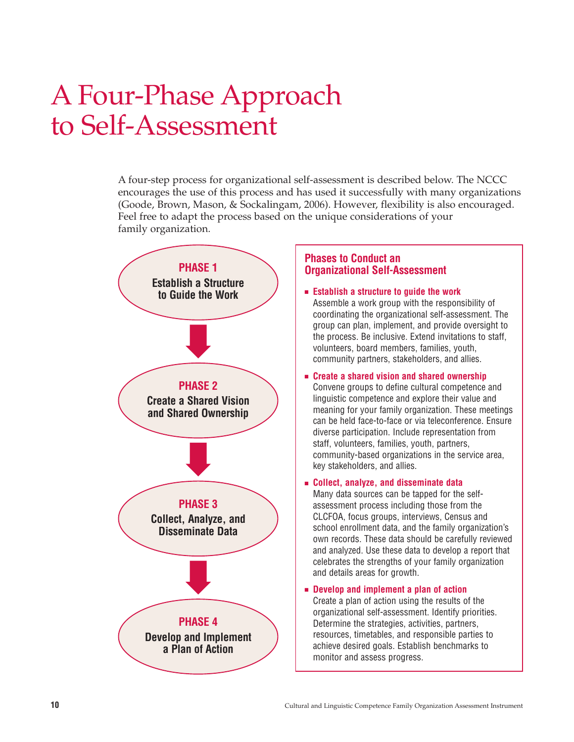# A Four-Phase Approach to Self-Assessment

A four-step process for organizational self-assessment is described below. The NCCC encourages the use of this process and has used it successfully with many organizations (Goode, Brown, Mason, & Sockalingam, 2006). However, flexibility is also encouraged. Feel free to adapt the process based on the unique considerations of your family organization.

**PHASE 1**
**Establish a Structure to Guide the Work**

↓

**PHASE 2**
**Create a Shared Vision and Shared Ownership**

↓

**PHASE 3**
**Collect, Analyze, and Disseminate Data**

↓

**PHASE 4**
**Develop and Implement a Plan of Action**

### Phases to Conduct an Organizational Self-Assessment

- **Establish a structure to guide the work**
  Assemble a work group with the responsibility of coordinating the organizational self-assessment. The group can plan, implement, and provide oversight to the process. Be inclusive. Extend invitations to staff, volunteers, board members, families, youth, community partners, stakeholders, and allies.

- **Create a shared vision and shared ownership**
  Convene groups to define cultural competence and linguistic competence and explore their value and meaning for your family organization. These meetings can be held face-to-face or via teleconference. Ensure diverse participation. Include representation from staff, volunteers, families, youth, partners, community-based organizations in the service area, key stakeholders, and allies.

- **Collect, analyze, and disseminate data**
  Many data sources can be tapped for the self-assessment process including those from the CLCFOA, focus groups, interviews, Census and school enrollment data, and the family organization's own records. These data should be carefully reviewed and analyzed. Use these data to develop a report that celebrates the strengths of your family organization and details areas for growth.

- **Develop and implement a plan of action**
  Create a plan of action using the results of the organizational self-assessment. Identify priorities. Determine the strategies, activities, partners, resources, timetables, and responsible parties to achieve desired goals. Establish benchmarks to monitor and assess progress.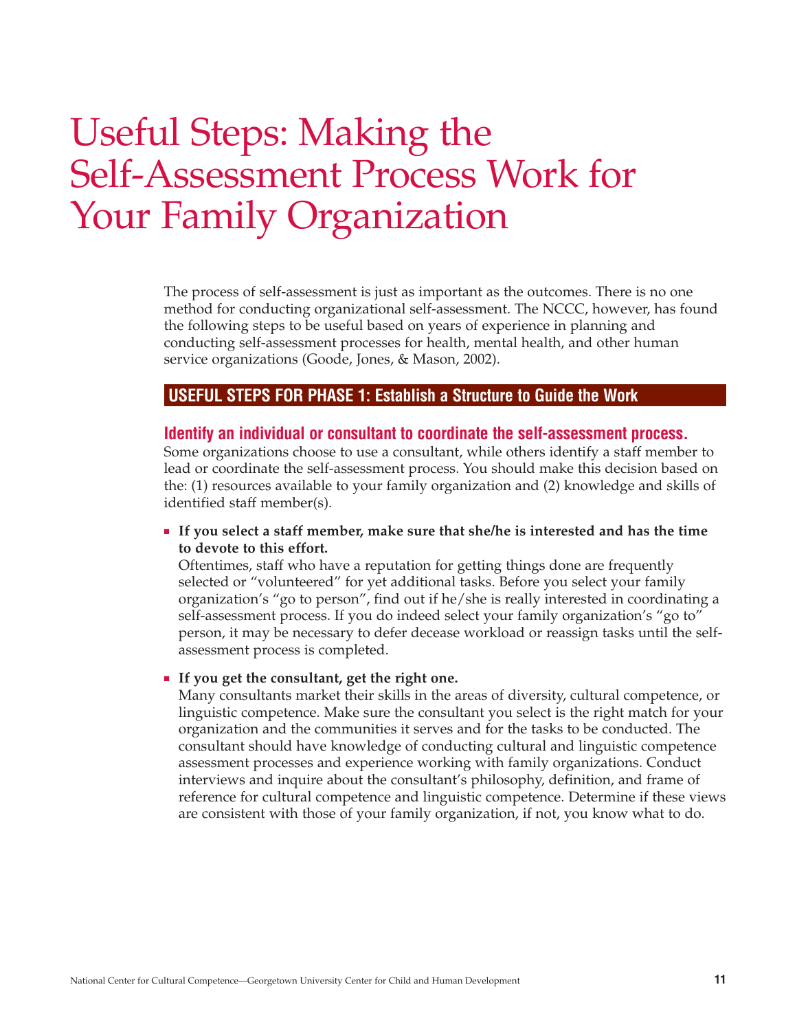# Useful Steps: Making the Self-Assessment Process Work for Your Family Organization

The process of self-assessment is just as important as the outcomes. There is no one method for conducting organizational self-assessment. The NCCC, however, has found the following steps to be useful based on years of experience in planning and conducting self-assessment processes for health, mental health, and other human service organizations (Goode, Jones, & Mason, 2002).

## USEFUL STEPS FOR PHASE 1: Establish a Structure to Guide the Work

### Identify an individual or consultant to coordinate the self-assessment process.

Some organizations choose to use a consultant, while others identify a staff member to lead or coordinate the self-assessment process. You should make this decision based on the: (1) resources available to your family organization and (2) knowledge and skills of identified staff member(s).

- **If you select a staff member, make sure that she/he is interested and has the time to devote to this effort.**
  Oftentimes, staff who have a reputation for getting things done are frequently selected or "volunteered" for yet additional tasks. Before you select your family organization's "go to person", find out if he/she is really interested in coordinating a self-assessment process. If you do indeed select your family organization's "go to" person, it may be necessary to defer decease workload or reassign tasks until the self-assessment process is completed.

- **If you get the consultant, get the right one.**
  Many consultants market their skills in the areas of diversity, cultural competence, or linguistic competence. Make sure the consultant you select is the right match for your organization and the communities it serves and for the tasks to be conducted. The consultant should have knowledge of conducting cultural and linguistic competence assessment processes and experience working with family organizations. Conduct interviews and inquire about the consultant's philosophy, definition, and frame of reference for cultural competence and linguistic competence. Determine if these views are consistent with those of your family organization, if not, you know what to do.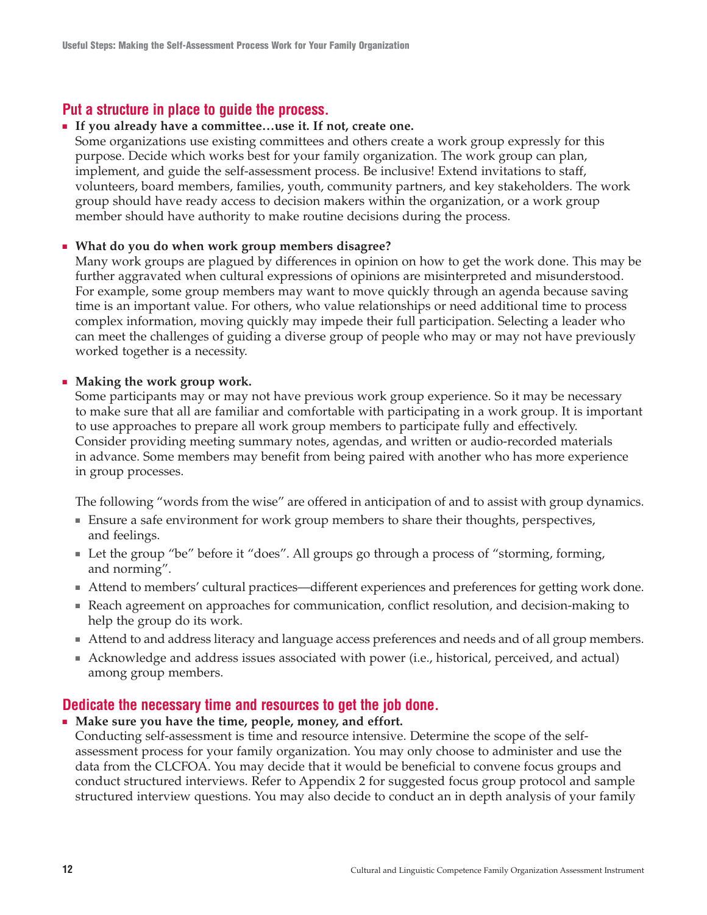## Put a structure in place to guide the process.

- **If you already have a committee…use it. If not, create one.**
  Some organizations use existing committees and others create a work group expressly for this purpose. Decide which works best for your family organization. The work group can plan, implement, and guide the self-assessment process. Be inclusive! Extend invitations to staff, volunteers, board members, families, youth, community partners, and key stakeholders. The work group should have ready access to decision makers within the organization, or a work group member should have authority to make routine decisions during the process.

- **What do you do when work group members disagree?**
  Many work groups are plagued by differences in opinion on how to get the work done. This may be further aggravated when cultural expressions of opinions are misinterpreted and misunderstood. For example, some group members may want to move quickly through an agenda because saving time is an important value. For others, who value relationships or need additional time to process complex information, moving quickly may impede their full participation. Selecting a leader who can meet the challenges of guiding a diverse group of people who may or may not have previously worked together is a necessity.

- **Making the work group work.**
  Some participants may or may not have previous work group experience. So it may be necessary to make sure that all are familiar and comfortable with participating in a work group. It is important to use approaches to prepare all work group members to participate fully and effectively. Consider providing meeting summary notes, agendas, and written or audio-recorded materials in advance. Some members may benefit from being paired with another who has more experience in group processes.

  The following "words from the wise" are offered in anticipation of and to assist with group dynamics.

  - Ensure a safe environment for work group members to share their thoughts, perspectives, and feelings.
  - Let the group "be" before it "does". All groups go through a process of "storming, forming, and norming".
  - Attend to members' cultural practices—different experiences and preferences for getting work done.
  - Reach agreement on approaches for communication, conflict resolution, and decision-making to help the group do its work.
  - Attend to and address literacy and language access preferences and needs and of all group members.
  - Acknowledge and address issues associated with power (i.e., historical, perceived, and actual) among group members.

## Dedicate the necessary time and resources to get the job done.

- **Make sure you have the time, people, money, and effort.**
  Conducting self-assessment is time and resource intensive. Determine the scope of the self-assessment process for your family organization. You may only choose to administer and use the data from the CLCFOA. You may decide that it would be beneficial to convene focus groups and conduct structured interviews. Refer to Appendix 2 for suggested focus group protocol and sample structured interview questions. You may also decide to conduct an in depth analysis of your family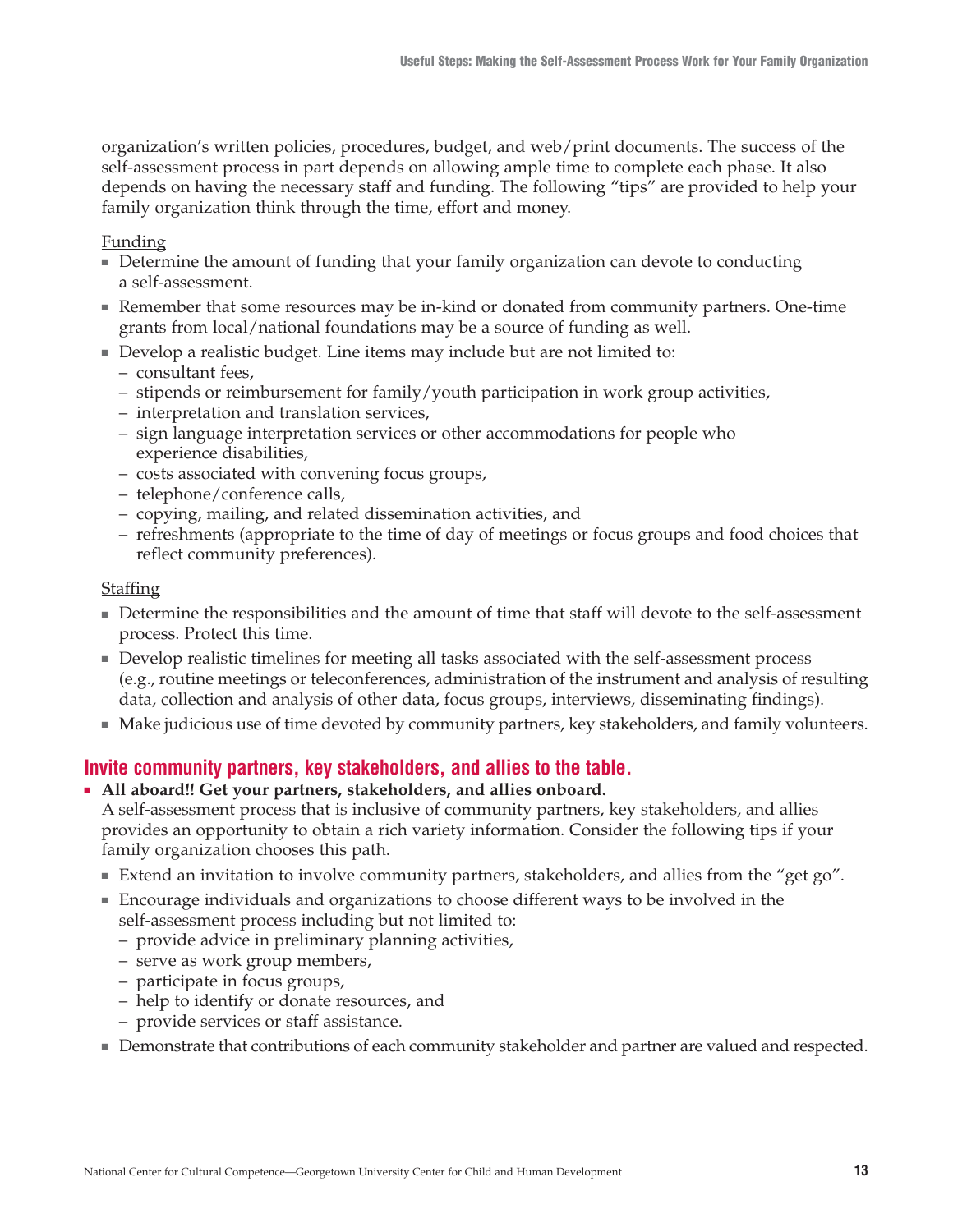organization's written policies, procedures, budget, and web/print documents. The success of the self-assessment process in part depends on allowing ample time to complete each phase. It also depends on having the necessary staff and funding. The following "tips" are provided to help your family organization think through the time, effort and money.

<u>Funding</u>

- Determine the amount of funding that your family organization can devote to conducting a self-assessment.
- Remember that some resources may be in-kind or donated from community partners. One-time grants from local/national foundations may be a source of funding as well.
- Develop a realistic budget. Line items may include but are not limited to:
  - consultant fees,
  - stipends or reimbursement for family/youth participation in work group activities,
  - interpretation and translation services,
  - sign language interpretation services or other accommodations for people who experience disabilities,
  - costs associated with convening focus groups,
  - telephone/conference calls,
  - copying, mailing, and related dissemination activities, and
  - refreshments (appropriate to the time of day of meetings or focus groups and food choices that reflect community preferences).

<u>Staffing</u>

- Determine the responsibilities and the amount of time that staff will devote to the self-assessment process. Protect this time.
- Develop realistic timelines for meeting all tasks associated with the self-assessment process (e.g., routine meetings or teleconferences, administration of the instrument and analysis of resulting data, collection and analysis of other data, focus groups, interviews, disseminating findings).
- Make judicious use of time devoted by community partners, key stakeholders, and family volunteers.

## Invite community partners, key stakeholders, and allies to the table.

- **All aboard!! Get your partners, stakeholders, and allies onboard.**

  A self-assessment process that is inclusive of community partners, key stakeholders, and allies provides an opportunity to obtain a rich variety information. Consider the following tips if your family organization chooses this path.

  - Extend an invitation to involve community partners, stakeholders, and allies from the "get go".
  - Encourage individuals and organizations to choose different ways to be involved in the self-assessment process including but not limited to:
    - provide advice in preliminary planning activities,
    - serve as work group members,
    - participate in focus groups,
    - help to identify or donate resources, and
    - provide services or staff assistance.
  - Demonstrate that contributions of each community stakeholder and partner are valued and respected.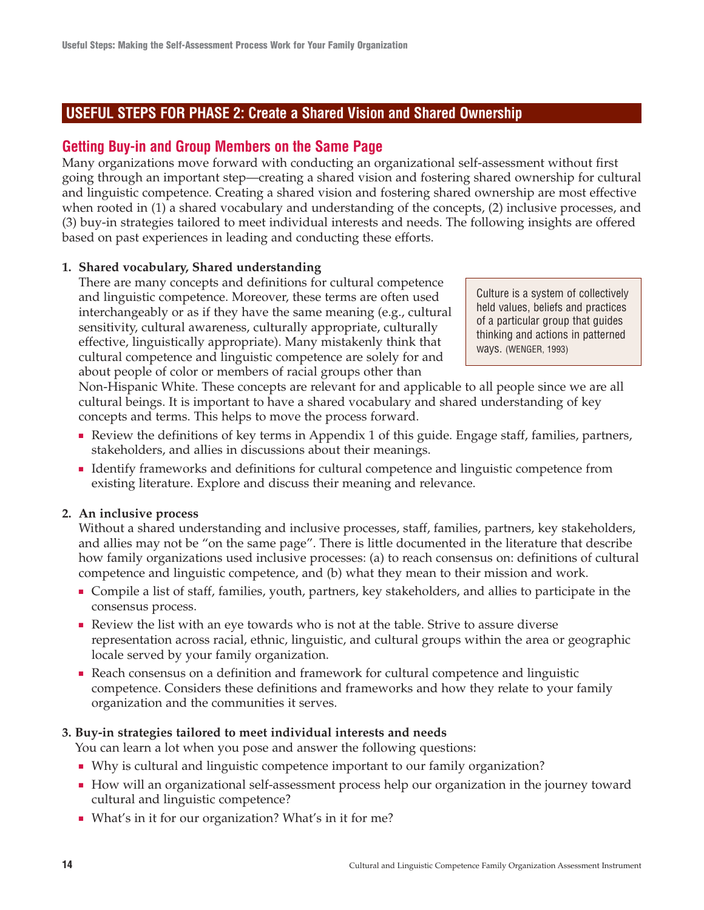## USEFUL STEPS FOR PHASE 2: Create a Shared Vision and Shared Ownership

### Getting Buy-in and Group Members on the Same Page

Many organizations move forward with conducting an organizational self-assessment without first going through an important step—creating a shared vision and fostering shared ownership for cultural and linguistic competence. Creating a shared vision and fostering shared ownership are most effective when rooted in (1) a shared vocabulary and understanding of the concepts, (2) inclusive processes, and (3) buy-in strategies tailored to meet individual interests and needs. The following insights are offered based on past experiences in leading and conducting these efforts.

**1. Shared vocabulary, Shared understanding**

There are many concepts and definitions for cultural competence and linguistic competence. Moreover, these terms are often used interchangeably or as if they have the same meaning (e.g., cultural sensitivity, cultural awareness, culturally appropriate, culturally effective, linguistically appropriate). Many mistakenly think that cultural competence and linguistic competence are solely for and about people of color or members of racial groups other than Non-Hispanic White. These concepts are relevant for and applicable to all people since we are all cultural beings. It is important to have a shared vocabulary and shared understanding of key concepts and terms. This helps to move the process forward.

> Culture is a system of collectively held values, beliefs and practices of a particular group that guides thinking and actions in patterned ways. (WENGER, 1993)

- Review the definitions of key terms in Appendix 1 of this guide. Engage staff, families, partners, stakeholders, and allies in discussions about their meanings.
- Identify frameworks and definitions for cultural competence and linguistic competence from existing literature. Explore and discuss their meaning and relevance.

**2. An inclusive process**

Without a shared understanding and inclusive processes, staff, families, partners, key stakeholders, and allies may not be "on the same page". There is little documented in the literature that describe how family organizations used inclusive processes: (a) to reach consensus on: definitions of cultural competence and linguistic competence, and (b) what they mean to their mission and work.

- Compile a list of staff, families, youth, partners, key stakeholders, and allies to participate in the consensus process.
- Review the list with an eye towards who is not at the table. Strive to assure diverse representation across racial, ethnic, linguistic, and cultural groups within the area or geographic locale served by your family organization.
- Reach consensus on a definition and framework for cultural competence and linguistic competence. Considers these definitions and frameworks and how they relate to your family organization and the communities it serves.

**3. Buy-in strategies tailored to meet individual interests and needs**

You can learn a lot when you pose and answer the following questions:

- Why is cultural and linguistic competence important to our family organization?
- How will an organizational self-assessment process help our organization in the journey toward cultural and linguistic competence?
- What's in it for our organization? What's in it for me?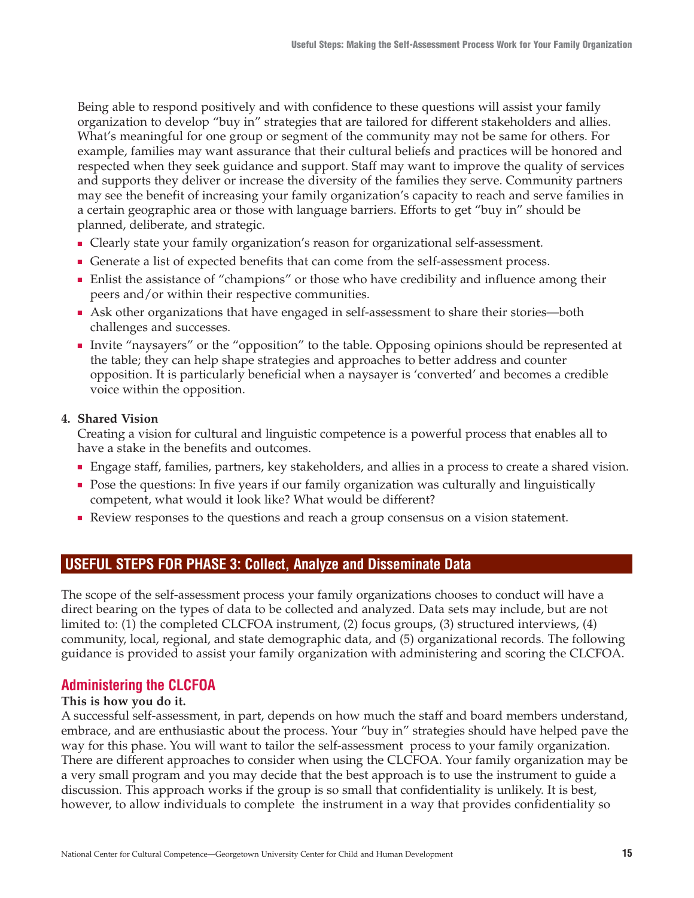Being able to respond positively and with confidence to these questions will assist your family organization to develop "buy in" strategies that are tailored for different stakeholders and allies. What's meaningful for one group or segment of the community may not be same for others. For example, families may want assurance that their cultural beliefs and practices will be honored and respected when they seek guidance and support. Staff may want to improve the quality of services and supports they deliver or increase the diversity of the families they serve. Community partners may see the benefit of increasing your family organization's capacity to reach and serve families in a certain geographic area or those with language barriers. Efforts to get "buy in" should be planned, deliberate, and strategic.

- Clearly state your family organization's reason for organizational self-assessment.
- Generate a list of expected benefits that can come from the self-assessment process.
- Enlist the assistance of "champions" or those who have credibility and influence among their peers and/or within their respective communities.
- Ask other organizations that have engaged in self-assessment to share their stories—both challenges and successes.
- Invite "naysayers" or the "opposition" to the table. Opposing opinions should be represented at the table; they can help shape strategies and approaches to better address and counter opposition. It is particularly beneficial when a naysayer is 'converted' and becomes a credible voice within the opposition.

**4. Shared Vision**

Creating a vision for cultural and linguistic competence is a powerful process that enables all to have a stake in the benefits and outcomes.

- Engage staff, families, partners, key stakeholders, and allies in a process to create a shared vision.
- Pose the questions: In five years if our family organization was culturally and linguistically competent, what would it look like? What would be different?
- Review responses to the questions and reach a group consensus on a vision statement.

## USEFUL STEPS FOR PHASE 3: Collect, Analyze and Disseminate Data

The scope of the self-assessment process your family organizations chooses to conduct will have a direct bearing on the types of data to be collected and analyzed. Data sets may include, but are not limited to: (1) the completed CLCFOA instrument, (2) focus groups, (3) structured interviews, (4) community, local, regional, and state demographic data, and (5) organizational records. The following guidance is provided to assist your family organization with administering and scoring the CLCFOA.

### Administering the CLCFOA

**This is how you do it.**

A successful self-assessment, in part, depends on how much the staff and board members understand, embrace, and are enthusiastic about the process. Your "buy in" strategies should have helped pave the way for this phase. You will want to tailor the self-assessment process to your family organization. There are different approaches to consider when using the CLCFOA. Your family organization may be a very small program and you may decide that the best approach is to use the instrument to guide a discussion. This approach works if the group is so small that confidentiality is unlikely. It is best, however, to allow individuals to complete the instrument in a way that provides confidentiality so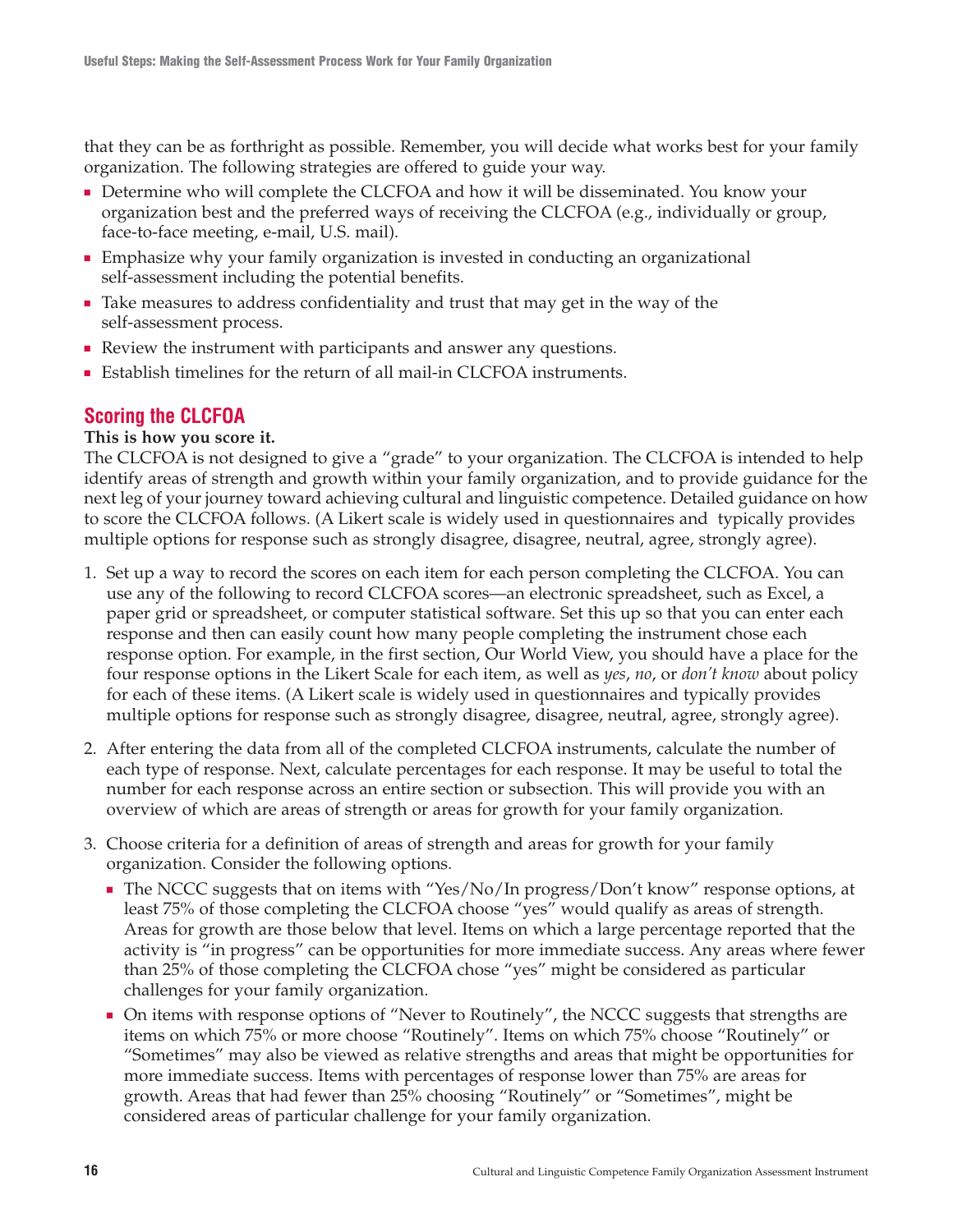that they can be as forthright as possible. Remember, you will decide what works best for your family organization. The following strategies are offered to guide your way.

- Determine who will complete the CLCFOA and how it will be disseminated. You know your organization best and the preferred ways of receiving the CLCFOA (e.g., individually or group, face-to-face meeting, e-mail, U.S. mail).
- Emphasize why your family organization is invested in conducting an organizational self-assessment including the potential benefits.
- Take measures to address confidentiality and trust that may get in the way of the self-assessment process.
- Review the instrument with participants and answer any questions.
- Establish timelines for the return of all mail-in CLCFOA instruments.

## Scoring the CLCFOA

**This is how you score it.**

The CLCFOA is not designed to give a "grade" to your organization. The CLCFOA is intended to help identify areas of strength and growth within your family organization, and to provide guidance for the next leg of your journey toward achieving cultural and linguistic competence. Detailed guidance on how to score the CLCFOA follows. (A Likert scale is widely used in questionnaires and typically provides multiple options for response such as strongly disagree, disagree, neutral, agree, strongly agree).

1. Set up a way to record the scores on each item for each person completing the CLCFOA. You can use any of the following to record CLCFOA scores—an electronic spreadsheet, such as Excel, a paper grid or spreadsheet, or computer statistical software. Set this up so that you can enter each response and then can easily count how many people completing the instrument chose each response option. For example, in the first section, Our World View, you should have a place for the four response options in the Likert Scale for each item, as well as *yes*, *no*, or *don't know* about policy for each of these items. (A Likert scale is widely used in questionnaires and typically provides multiple options for response such as strongly disagree, disagree, neutral, agree, strongly agree).

2. After entering the data from all of the completed CLCFOA instruments, calculate the number of each type of response. Next, calculate percentages for each response. It may be useful to total the number for each response across an entire section or subsection. This will provide you with an overview of which are areas of strength or areas for growth for your family organization.

3. Choose criteria for a definition of areas of strength and areas for growth for your family organization. Consider the following options.
   - The NCCC suggests that on items with "Yes/No/In progress/Don't know" response options, at least 75% of those completing the CLCFOA choose "yes" would qualify as areas of strength. Areas for growth are those below that level. Items on which a large percentage reported that the activity is "in progress" can be opportunities for more immediate success. Any areas where fewer than 25% of those completing the CLCFOA chose "yes" might be considered as particular challenges for your family organization.
   - On items with response options of "Never to Routinely", the NCCC suggests that strengths are items on which 75% or more choose "Routinely". Items on which 75% choose "Routinely" or "Sometimes" may also be viewed as relative strengths and areas that might be opportunities for more immediate success. Items with percentages of response lower than 75% are areas for growth. Areas that had fewer than 25% choosing "Routinely" or "Sometimes", might be considered areas of particular challenge for your family organization.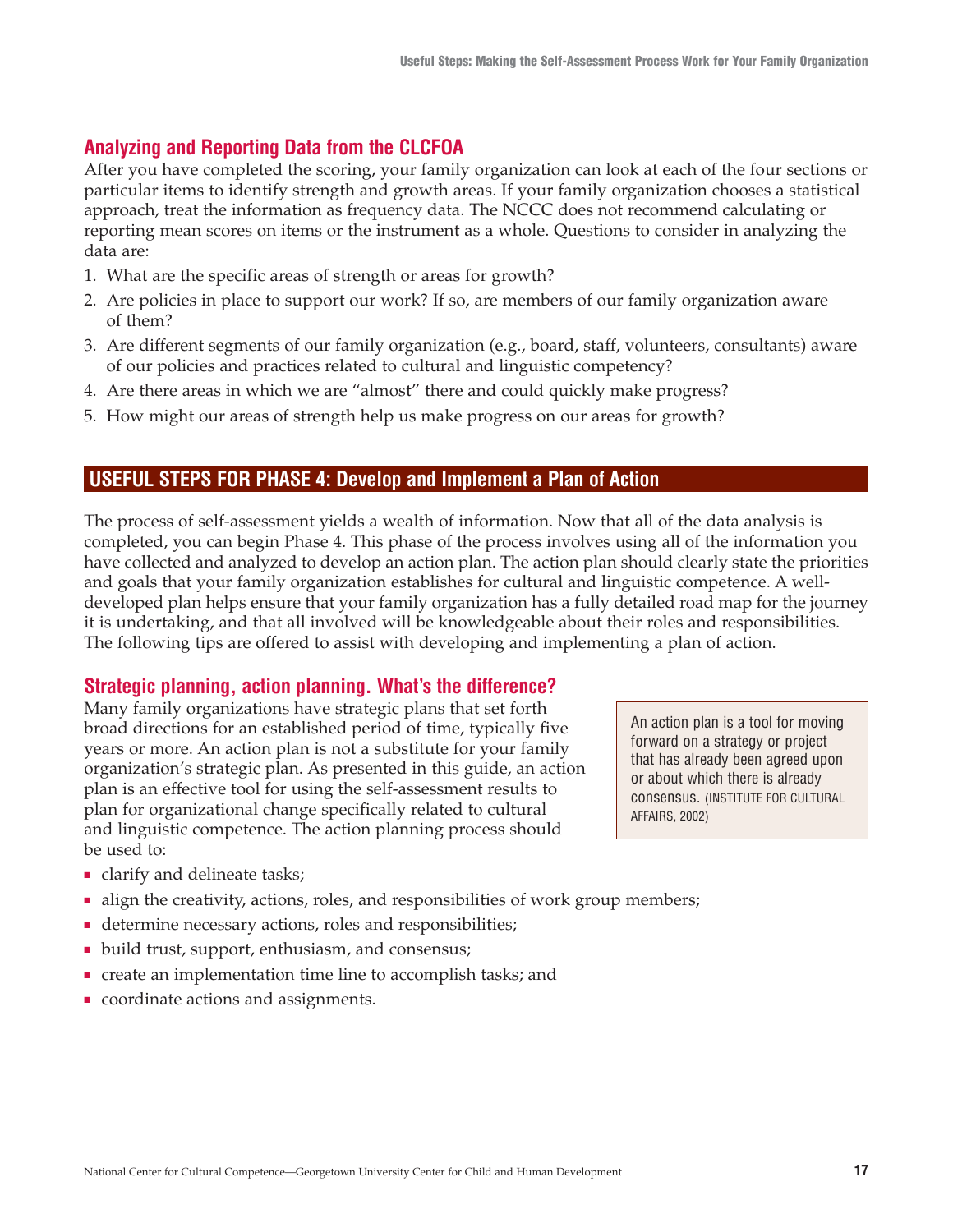## Analyzing and Reporting Data from the CLCFOA

After you have completed the scoring, your family organization can look at each of the four sections or particular items to identify strength and growth areas. If your family organization chooses a statistical approach, treat the information as frequency data. The NCCC does not recommend calculating or reporting mean scores on items or the instrument as a whole. Questions to consider in analyzing the data are:

1. What are the specific areas of strength or areas for growth?
2. Are policies in place to support our work? If so, are members of our family organization aware of them?
3. Are different segments of our family organization (e.g., board, staff, volunteers, consultants) aware of our policies and practices related to cultural and linguistic competency?
4. Are there areas in which we are "almost" there and could quickly make progress?
5. How might our areas of strength help us make progress on our areas for growth?

## USEFUL STEPS FOR PHASE 4: Develop and Implement a Plan of Action

The process of self-assessment yields a wealth of information. Now that all of the data analysis is completed, you can begin Phase 4. This phase of the process involves using all of the information you have collected and analyzed to develop an action plan. The action plan should clearly state the priorities and goals that your family organization establishes for cultural and linguistic competence. A well-developed plan helps ensure that your family organization has a fully detailed road map for the journey it is undertaking, and that all involved will be knowledgeable about their roles and responsibilities. The following tips are offered to assist with developing and implementing a plan of action.

### Strategic planning, action planning. What's the difference?

Many family organizations have strategic plans that set forth broad directions for an established period of time, typically five years or more. An action plan is not a substitute for your family organization's strategic plan. As presented in this guide, an action plan is an effective tool for using the self-assessment results to plan for organizational change specifically related to cultural and linguistic competence. The action planning process should be used to:

- clarify and delineate tasks;
- align the creativity, actions, roles, and responsibilities of work group members;
- determine necessary actions, roles and responsibilities;
- build trust, support, enthusiasm, and consensus;
- create an implementation time line to accomplish tasks; and
- coordinate actions and assignments.

> An action plan is a tool for moving forward on a strategy or project that has already been agreed upon or about which there is already consensus. (INSTITUTE FOR CULTURAL AFFAIRS, 2002)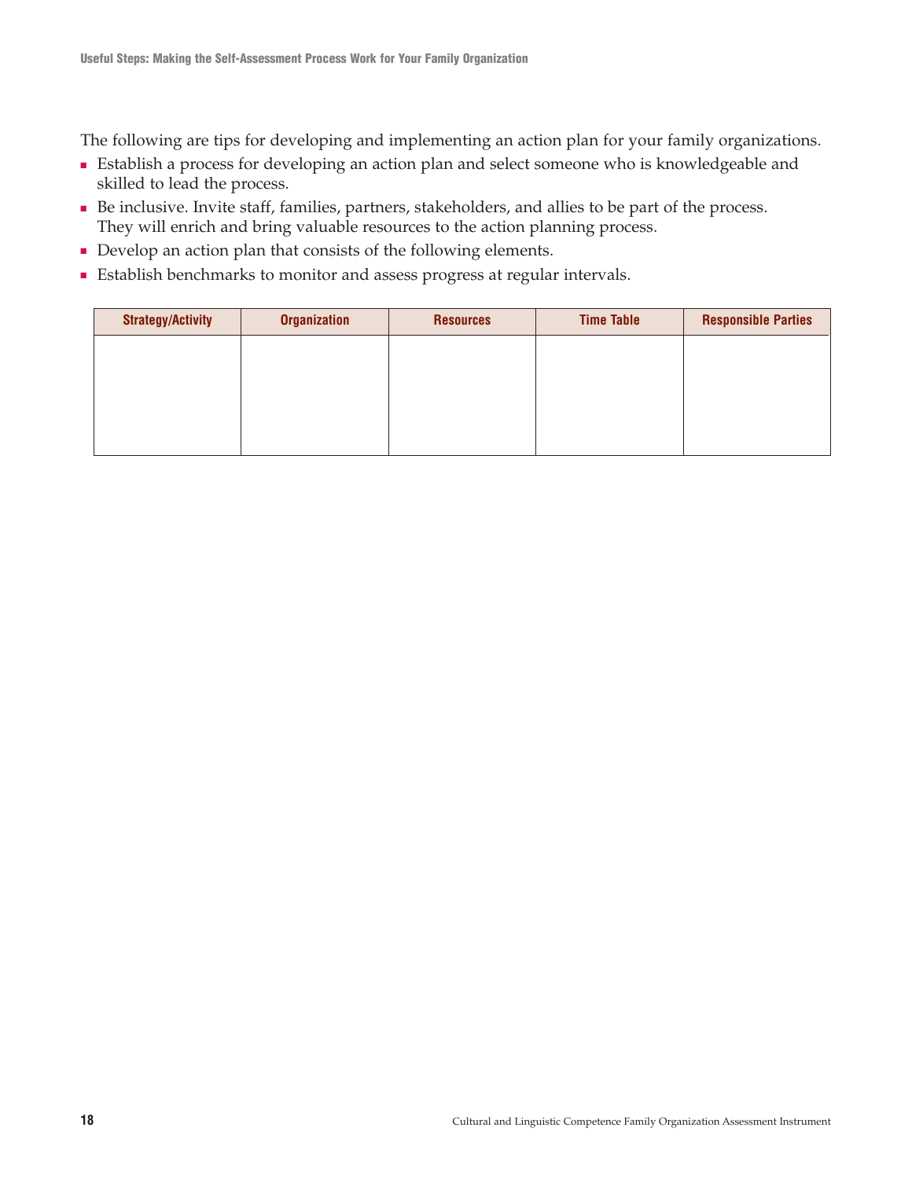The following are tips for developing and implementing an action plan for your family organizations.

- Establish a process for developing an action plan and select someone who is knowledgeable and skilled to lead the process.
- Be inclusive. Invite staff, families, partners, stakeholders, and allies to be part of the process. They will enrich and bring valuable resources to the action planning process.
- Develop an action plan that consists of the following elements.
- Establish benchmarks to monitor and assess progress at regular intervals.

| Strategy/Activity | Organization | Resources | Time Table | Responsible Parties |
|---|---|---|---|---|
| | | | | |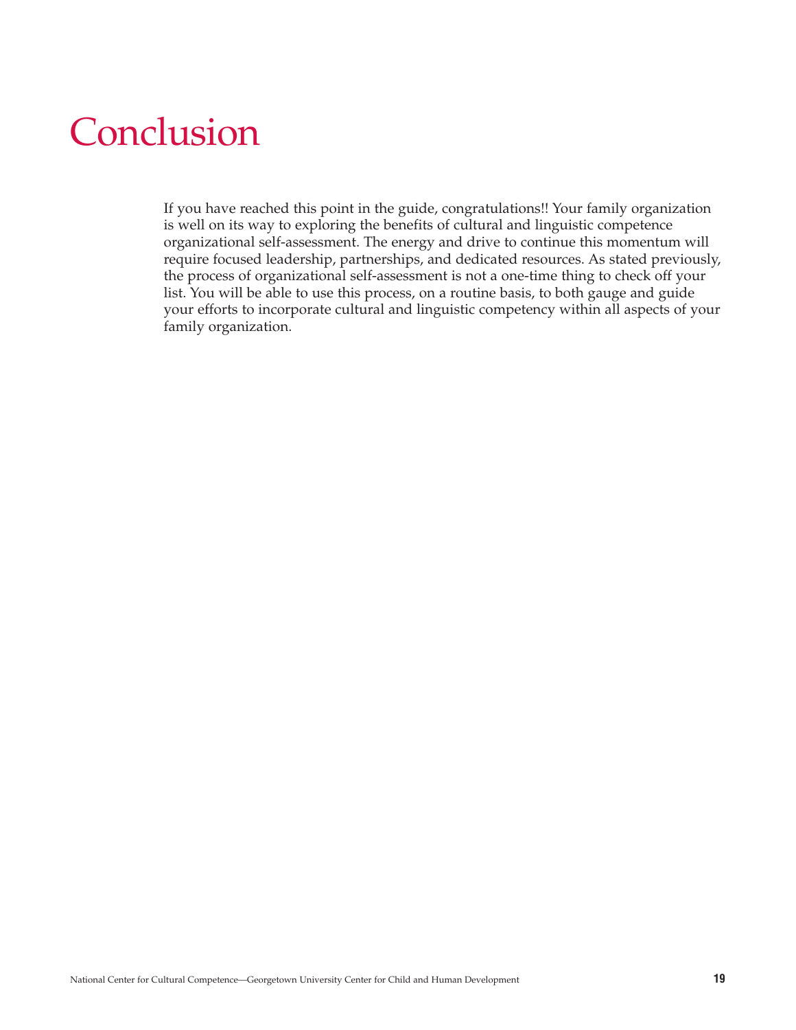# Conclusion

If you have reached this point in the guide, congratulations!! Your family organization is well on its way to exploring the benefits of cultural and linguistic competence organizational self-assessment. The energy and drive to continue this momentum will require focused leadership, partnerships, and dedicated resources. As stated previously, the process of organizational self-assessment is not a one-time thing to check off your list. You will be able to use this process, on a routine basis, to both gauge and guide your efforts to incorporate cultural and linguistic competency within all aspects of your family organization.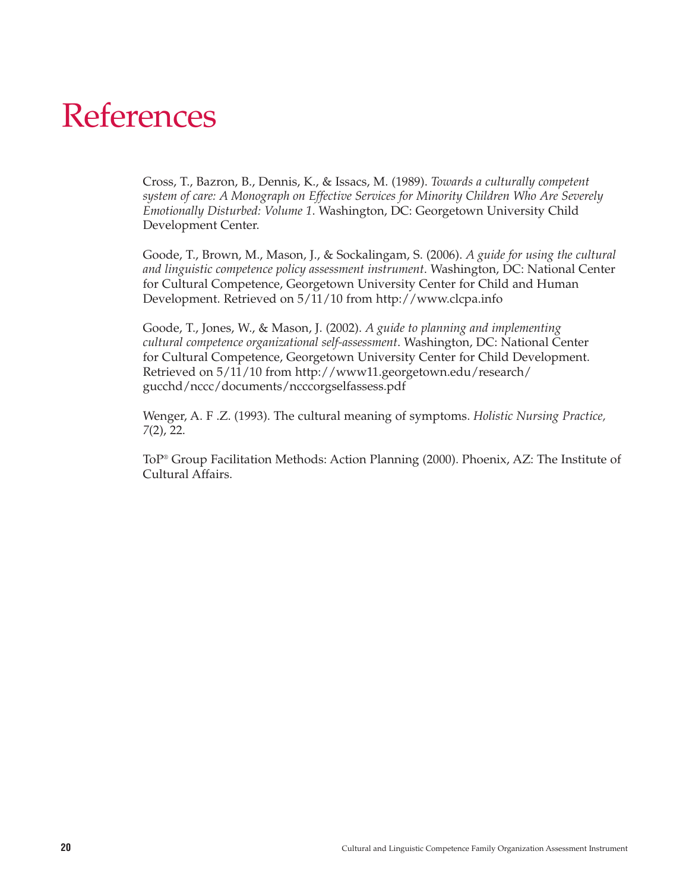# References

Cross, T., Bazron, B., Dennis, K., & Issacs, M. (1989). *Towards a culturally competent system of care: A Monograph on Effective Services for Minority Children Who Are Severely Emotionally Disturbed: Volume 1*. Washington, DC: Georgetown University Child Development Center.

Goode, T., Brown, M., Mason, J., & Sockalingam, S. (2006). *A guide for using the cultural and linguistic competence policy assessment instrument*. Washington, DC: National Center for Cultural Competence, Georgetown University Center for Child and Human Development. Retrieved on 5/11/10 from http://www.clcpa.info

Goode, T., Jones, W., & Mason, J. (2002). *A guide to planning and implementing cultural competence organizational self-assessment*. Washington, DC: National Center for Cultural Competence, Georgetown University Center for Child Development. Retrieved on 5/11/10 from http://www11.georgetown.edu/research/gucchd/nccc/documents/ncccorgselfassess.pdf

Wenger, A. F .Z. (1993). The cultural meaning of symptoms. *Holistic Nursing Practice, 7*(2), 22.

ToP® Group Facilitation Methods: Action Planning (2000). Phoenix, AZ: The Institute of Cultural Affairs.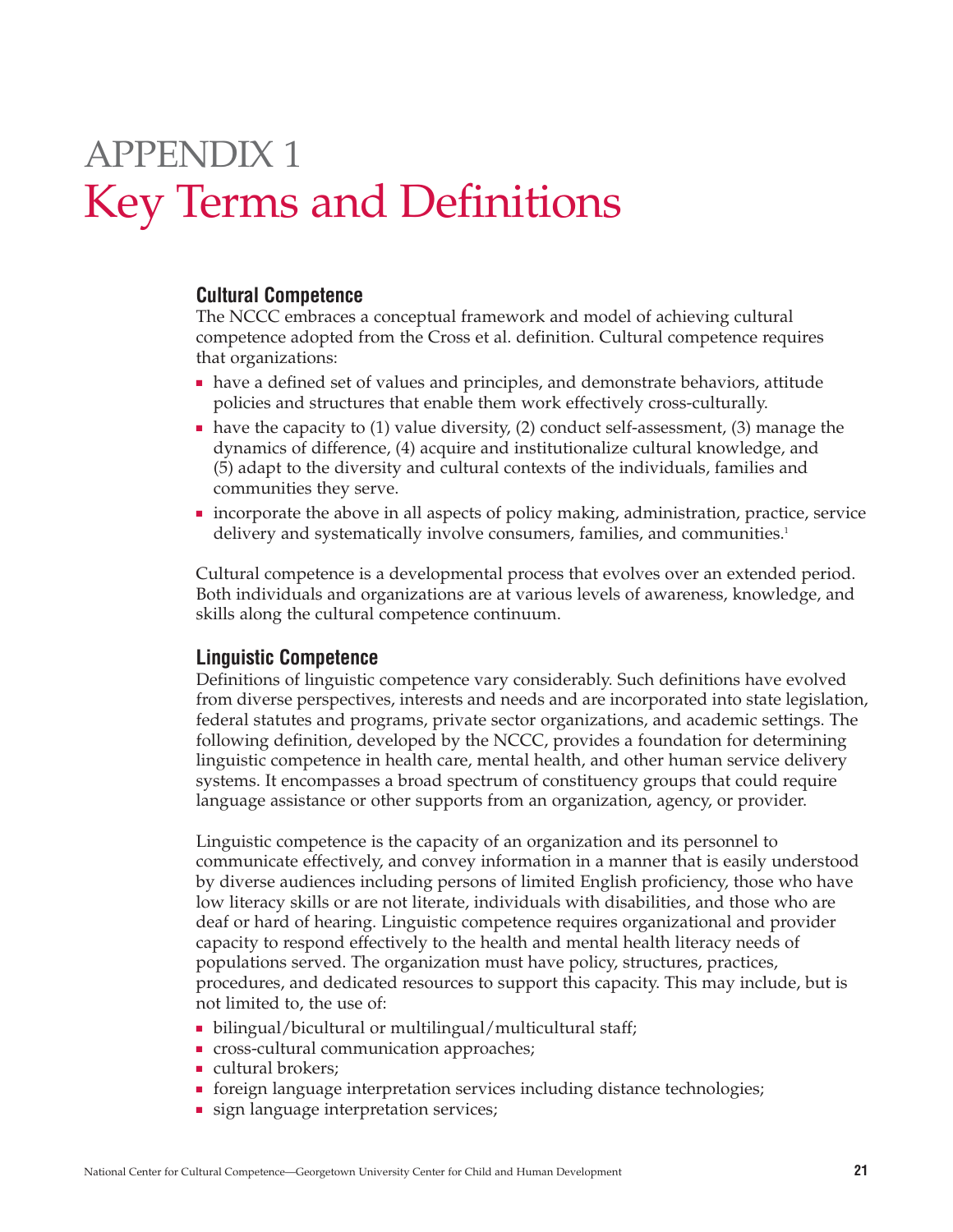# APPENDIX 1
# Key Terms and Definitions

### Cultural Competence

The NCCC embraces a conceptual framework and model of achieving cultural competence adopted from the Cross et al. definition. Cultural competence requires that organizations:

- have a defined set of values and principles, and demonstrate behaviors, attitude policies and structures that enable them work effectively cross-culturally.
- have the capacity to (1) value diversity, (2) conduct self-assessment, (3) manage the dynamics of difference, (4) acquire and institutionalize cultural knowledge, and (5) adapt to the diversity and cultural contexts of the individuals, families and communities they serve.
- incorporate the above in all aspects of policy making, administration, practice, service delivery and systematically involve consumers, families, and communities.[1]

Cultural competence is a developmental process that evolves over an extended period. Both individuals and organizations are at various levels of awareness, knowledge, and skills along the cultural competence continuum.

### Linguistic Competence

Definitions of linguistic competence vary considerably. Such definitions have evolved from diverse perspectives, interests and needs and are incorporated into state legislation, federal statutes and programs, private sector organizations, and academic settings. The following definition, developed by the NCCC, provides a foundation for determining linguistic competence in health care, mental health, and other human service delivery systems. It encompasses a broad spectrum of constituency groups that could require language assistance or other supports from an organization, agency, or provider.

Linguistic competence is the capacity of an organization and its personnel to communicate effectively, and convey information in a manner that is easily understood by diverse audiences including persons of limited English proficiency, those who have low literacy skills or are not literate, individuals with disabilities, and those who are deaf or hard of hearing. Linguistic competence requires organizational and provider capacity to respond effectively to the health and mental health literacy needs of populations served. The organization must have policy, structures, practices, procedures, and dedicated resources to support this capacity. This may include, but is not limited to, the use of:

- bilingual/bicultural or multilingual/multicultural staff;
- cross-cultural communication approaches;
- cultural brokers;
- foreign language interpretation services including distance technologies;
- sign language interpretation services;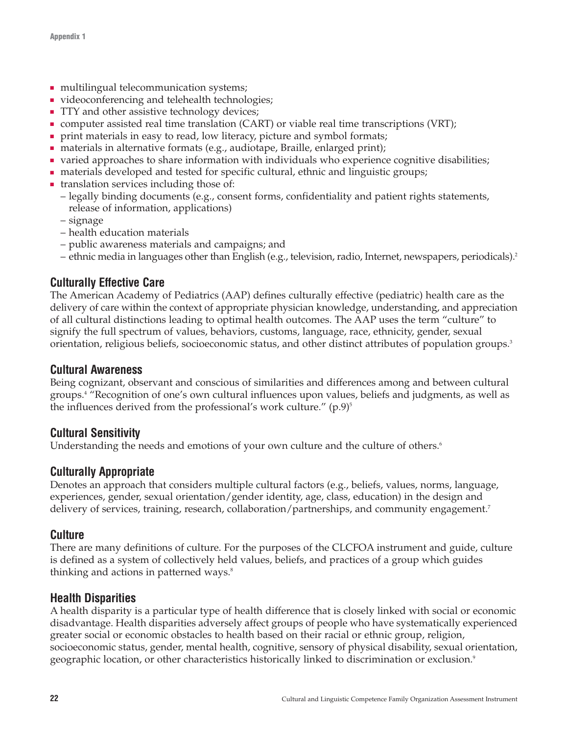- multilingual telecommunication systems;
- videoconferencing and telehealth technologies;
- TTY and other assistive technology devices;
- computer assisted real time translation (CART) or viable real time transcriptions (VRT);
- print materials in easy to read, low literacy, picture and symbol formats;
- materials in alternative formats (e.g., audiotape, Braille, enlarged print);
- varied approaches to share information with individuals who experience cognitive disabilities;
- materials developed and tested for specific cultural, ethnic and linguistic groups;
- translation services including those of:
  - legally binding documents (e.g., consent forms, confidentiality and patient rights statements, release of information, applications)
  - signage
  - health education materials
  - public awareness materials and campaigns; and
  - ethnic media in languages other than English (e.g., television, radio, Internet, newspapers, periodicals).[2]

### Culturally Effective Care

The American Academy of Pediatrics (AAP) defines culturally effective (pediatric) health care as the delivery of care within the context of appropriate physician knowledge, understanding, and appreciation of all cultural distinctions leading to optimal health outcomes. The AAP uses the term "culture" to signify the full spectrum of values, behaviors, customs, language, race, ethnicity, gender, sexual orientation, religious beliefs, socioeconomic status, and other distinct attributes of population groups.[3]

### Cultural Awareness

Being cognizant, observant and conscious of similarities and differences among and between cultural groups.[4] "Recognition of one's own cultural influences upon values, beliefs and judgments, as well as the influences derived from the professional's work culture." (p.9)[5]

### Cultural Sensitivity

Understanding the needs and emotions of your own culture and the culture of others.[6]

### Culturally Appropriate

Denotes an approach that considers multiple cultural factors (e.g., beliefs, values, norms, language, experiences, gender, sexual orientation/gender identity, age, class, education) in the design and delivery of services, training, research, collaboration/partnerships, and community engagement.[7]

### Culture

There are many definitions of culture. For the purposes of the CLCFOA instrument and guide, culture is defined as a system of collectively held values, beliefs, and practices of a group which guides thinking and actions in patterned ways.[8]

### Health Disparities

A health disparity is a particular type of health difference that is closely linked with social or economic disadvantage. Health disparities adversely affect groups of people who have systematically experienced greater social or economic obstacles to health based on their racial or ethnic group, religion, socioeconomic status, gender, mental health, cognitive, sensory of physical disability, sexual orientation, geographic location, or other characteristics historically linked to discrimination or exclusion.[9]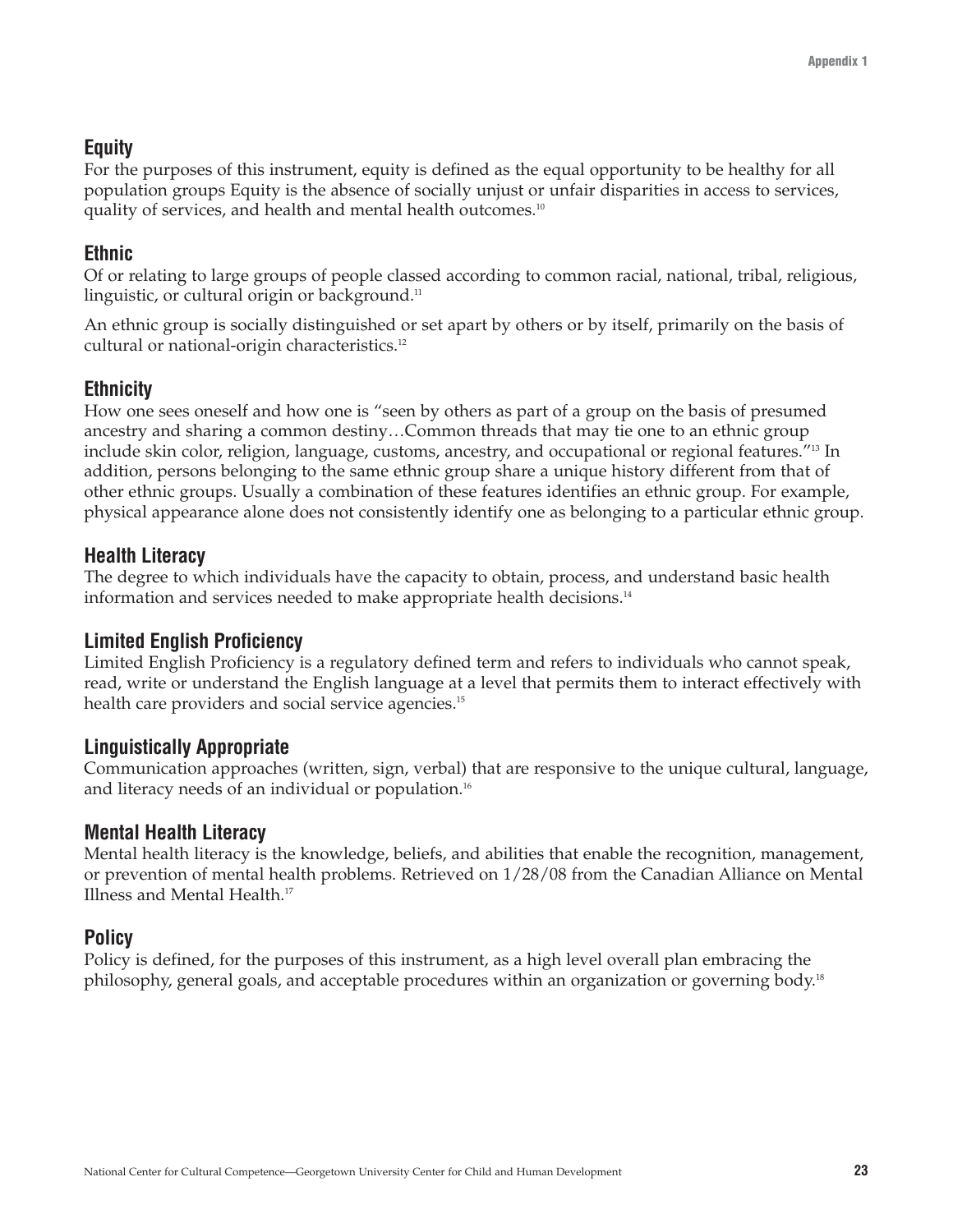### Equity

For the purposes of this instrument, equity is defined as the equal opportunity to be healthy for all population groups Equity is the absence of socially unjust or unfair disparities in access to services, quality of services, and health and mental health outcomes.[10]

### Ethnic

Of or relating to large groups of people classed according to common racial, national, tribal, religious, linguistic, or cultural origin or background.[11]

An ethnic group is socially distinguished or set apart by others or by itself, primarily on the basis of cultural or national-origin characteristics.[12]

### Ethnicity

How one sees oneself and how one is "seen by others as part of a group on the basis of presumed ancestry and sharing a common destiny…Common threads that may tie one to an ethnic group include skin color, religion, language, customs, ancestry, and occupational or regional features."[13] In addition, persons belonging to the same ethnic group share a unique history different from that of other ethnic groups. Usually a combination of these features identifies an ethnic group. For example, physical appearance alone does not consistently identify one as belonging to a particular ethnic group.

### Health Literacy

The degree to which individuals have the capacity to obtain, process, and understand basic health information and services needed to make appropriate health decisions.[14]

### Limited English Proficiency

Limited English Proficiency is a regulatory defined term and refers to individuals who cannot speak, read, write or understand the English language at a level that permits them to interact effectively with health care providers and social service agencies.[15]

### Linguistically Appropriate

Communication approaches (written, sign, verbal) that are responsive to the unique cultural, language, and literacy needs of an individual or population.[16]

### Mental Health Literacy

Mental health literacy is the knowledge, beliefs, and abilities that enable the recognition, management, or prevention of mental health problems. Retrieved on 1/28/08 from the Canadian Alliance on Mental Illness and Mental Health.[17]

### Policy

Policy is defined, for the purposes of this instrument, as a high level overall plan embracing the philosophy, general goals, and acceptable procedures within an organization or governing body.[18]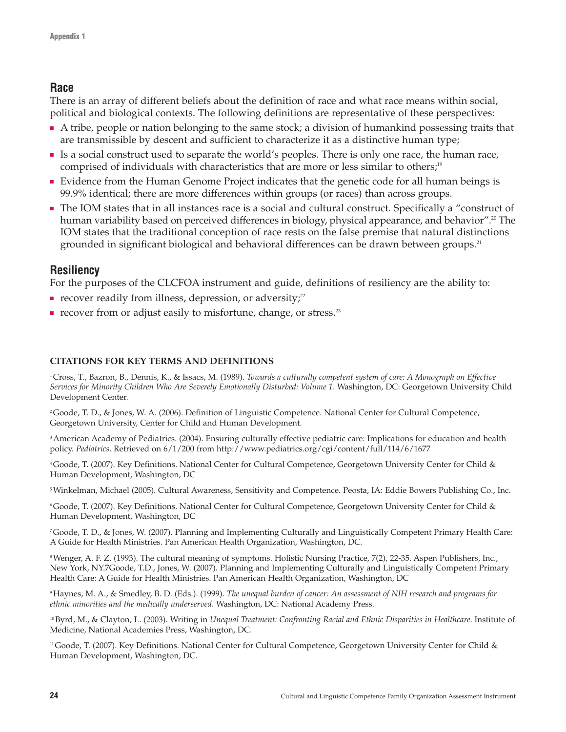## Race

There is an array of different beliefs about the definition of race and what race means within social, political and biological contexts. The following definitions are representative of these perspectives:

- A tribe, people or nation belonging to the same stock; a division of humankind possessing traits that are transmissible by descent and sufficient to characterize it as a distinctive human type;
- Is a social construct used to separate the world's peoples. There is only one race, the human race, comprised of individuals with characteristics that are more or less similar to others;[19]
- Evidence from the Human Genome Project indicates that the genetic code for all human beings is 99.9% identical; there are more differences within groups (or races) than across groups.
- The IOM states that in all instances race is a social and cultural construct. Specifically a "construct of human variability based on perceived differences in biology, physical appearance, and behavior".[20] The IOM states that the traditional conception of race rests on the false premise that natural distinctions grounded in significant biological and behavioral differences can be drawn between groups.[21]

## Resiliency

For the purposes of the CLCFOA instrument and guide, definitions of resiliency are the ability to:

- recover readily from illness, depression, or adversity;[22]
- recover from or adjust easily to misfortune, change, or stress.[23]

### CITATIONS FOR KEY TERMS AND DEFINITIONS

[1] Cross, T., Bazron, B., Dennis, K., & Issacs, M. (1989). *Towards a culturally competent system of care: A Monograph on Effective Services for Minority Children Who Are Severely Emotionally Disturbed: Volume 1*. Washington, DC: Georgetown University Child Development Center.

[2] Goode, T. D., & Jones, W. A. (2006). Definition of Linguistic Competence. National Center for Cultural Competence, Georgetown University, Center for Child and Human Development.

[3] American Academy of Pediatrics. (2004). Ensuring culturally effective pediatric care: Implications for education and health policy. *Pediatrics*. Retrieved on 6/1/200 from http://www.pediatrics.org/cgi/content/full/114/6/1677

[4] Goode, T. (2007). Key Definitions. National Center for Cultural Competence, Georgetown University Center for Child & Human Development, Washington, DC

[5] Winkelman, Michael (2005). Cultural Awareness, Sensitivity and Competence. Peosta, IA: Eddie Bowers Publishing Co., Inc.

[6] Goode, T. (2007). Key Definitions. National Center for Cultural Competence, Georgetown University Center for Child & Human Development, Washington, DC

[7] Goode, T. D., & Jones, W. (2007). Planning and Implementing Culturally and Linguistically Competent Primary Health Care: A Guide for Health Ministries. Pan American Health Organization, Washington, DC.

[8] Wenger, A. F. Z. (1993). The cultural meaning of symptoms. Holistic Nursing Practice, 7(2), 22-35. Aspen Publishers, Inc., New York, NY.7Goode, T.D., Jones, W. (2007). Planning and Implementing Culturally and Linguistically Competent Primary Health Care: A Guide for Health Ministries. Pan American Health Organization, Washington, DC

[9] Haynes, M. A., & Smedley, B. D. (Eds.). (1999). *The unequal burden of cancer: An assessment of NIH research and programs for ethnic minorities and the medically underserved*. Washington, DC: National Academy Press.

[10] Byrd, M., & Clayton, L. (2003). Writing in *Unequal Treatment: Confronting Racial and Ethnic Disparities in Healthcare*. Institute of Medicine, National Academies Press, Washington, DC.

[11] Goode, T. (2007). Key Definitions. National Center for Cultural Competence, Georgetown University Center for Child & Human Development, Washington, DC.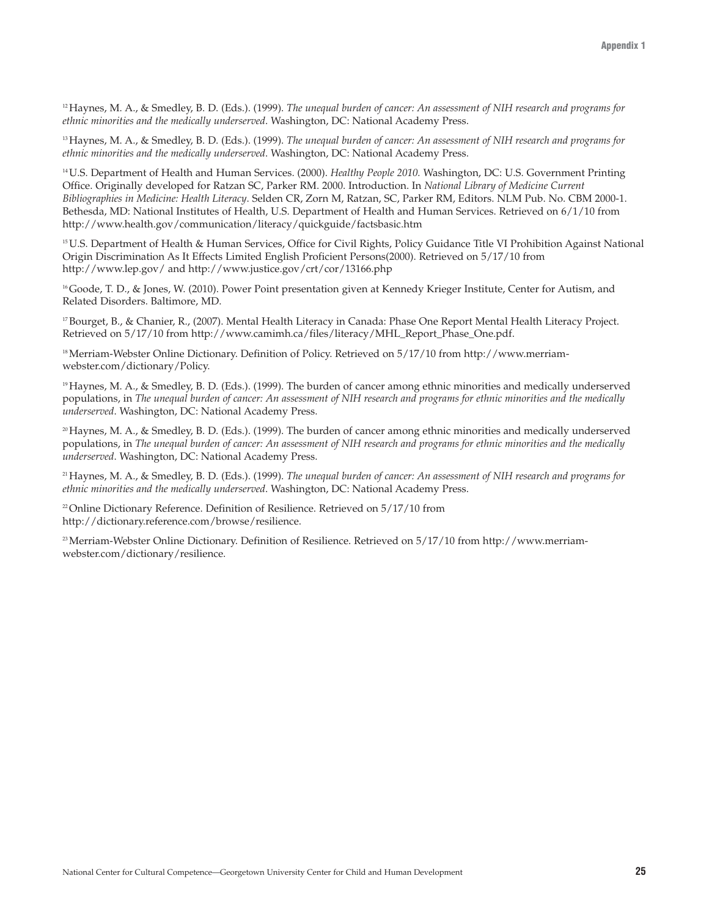[12] Haynes, M. A., & Smedley, B. D. (Eds.). (1999). *The unequal burden of cancer: An assessment of NIH research and programs for ethnic minorities and the medically underserved*. Washington, DC: National Academy Press.

[13] Haynes, M. A., & Smedley, B. D. (Eds.). (1999). *The unequal burden of cancer: An assessment of NIH research and programs for ethnic minorities and the medically underserved*. Washington, DC: National Academy Press.

[14] U.S. Department of Health and Human Services. (2000). *Healthy People 2010.* Washington, DC: U.S. Government Printing Office. Originally developed for Ratzan SC, Parker RM. 2000. Introduction. In *National Library of Medicine Current Bibliographies in Medicine: Health Literacy*. Selden CR, Zorn M, Ratzan, SC, Parker RM, Editors. NLM Pub. No. CBM 2000-1. Bethesda, MD: National Institutes of Health, U.S. Department of Health and Human Services. Retrieved on 6/1/10 from http://www.health.gov/communication/literacy/quickguide/factsbasic.htm

[15] U.S. Department of Health & Human Services, Office for Civil Rights, Policy Guidance Title VI Prohibition Against National Origin Discrimination As It Effects Limited English Proficient Persons(2000). Retrieved on 5/17/10 from http://www.lep.gov/ and http://www.justice.gov/crt/cor/13166.php

[16] Goode, T. D., & Jones, W. (2010). Power Point presentation given at Kennedy Krieger Institute, Center for Autism, and Related Disorders. Baltimore, MD.

[17] Bourget, B., & Chanier, R., (2007). Mental Health Literacy in Canada: Phase One Report Mental Health Literacy Project. Retrieved on 5/17/10 from http://www.camimh.ca/files/literacy/MHL_Report_Phase_One.pdf.

[18] Merriam-Webster Online Dictionary. Definition of Policy. Retrieved on 5/17/10 from http://www.merriam-webster.com/dictionary/Policy.

[19] Haynes, M. A., & Smedley, B. D. (Eds.). (1999). The burden of cancer among ethnic minorities and medically underserved populations, in *The unequal burden of cancer: An assessment of NIH research and programs for ethnic minorities and the medically underserved*. Washington, DC: National Academy Press.

[20] Haynes, M. A., & Smedley, B. D. (Eds.). (1999). The burden of cancer among ethnic minorities and medically underserved populations, in *The unequal burden of cancer: An assessment of NIH research and programs for ethnic minorities and the medically underserved*. Washington, DC: National Academy Press.

[21] Haynes, M. A., & Smedley, B. D. (Eds.). (1999). *The unequal burden of cancer: An assessment of NIH research and programs for ethnic minorities and the medically underserved*. Washington, DC: National Academy Press.

[22] Online Dictionary Reference. Definition of Resilience. Retrieved on 5/17/10 from http://dictionary.reference.com/browse/resilience.

[23] Merriam-Webster Online Dictionary. Definition of Resilience. Retrieved on 5/17/10 from http://www.merriam-webster.com/dictionary/resilience.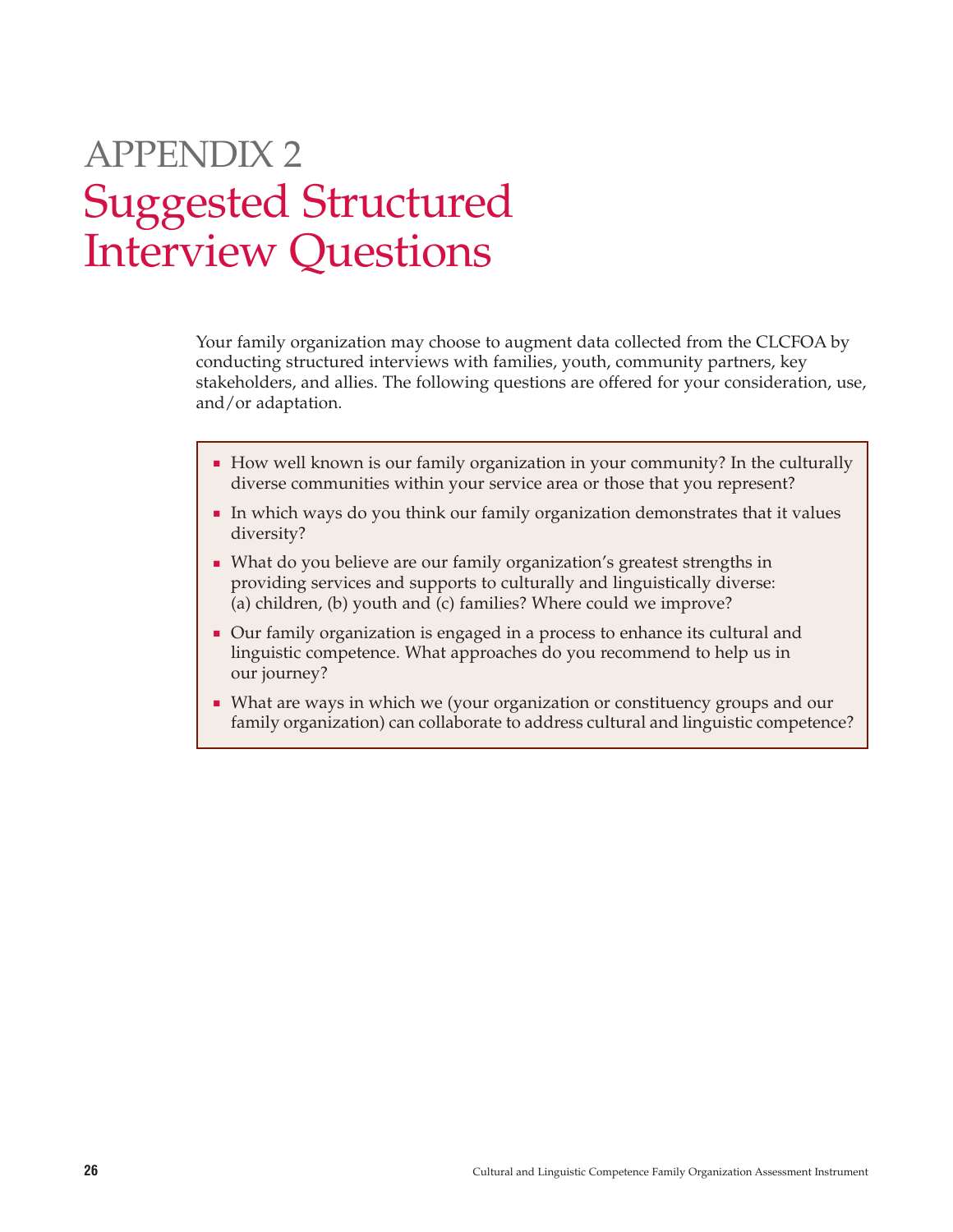# APPENDIX 2
# Suggested Structured Interview Questions

Your family organization may choose to augment data collected from the CLCFOA by conducting structured interviews with families, youth, community partners, key stakeholders, and allies. The following questions are offered for your consideration, use, and/or adaptation.

- How well known is our family organization in your community? In the culturally diverse communities within your service area or those that you represent?
- In which ways do you think our family organization demonstrates that it values diversity?
- What do you believe are our family organization's greatest strengths in providing services and supports to culturally and linguistically diverse: (a) children, (b) youth and (c) families? Where could we improve?
- Our family organization is engaged in a process to enhance its cultural and linguistic competence. What approaches do you recommend to help us in our journey?
- What are ways in which we (your organization or constituency groups and our family organization) can collaborate to address cultural and linguistic competence?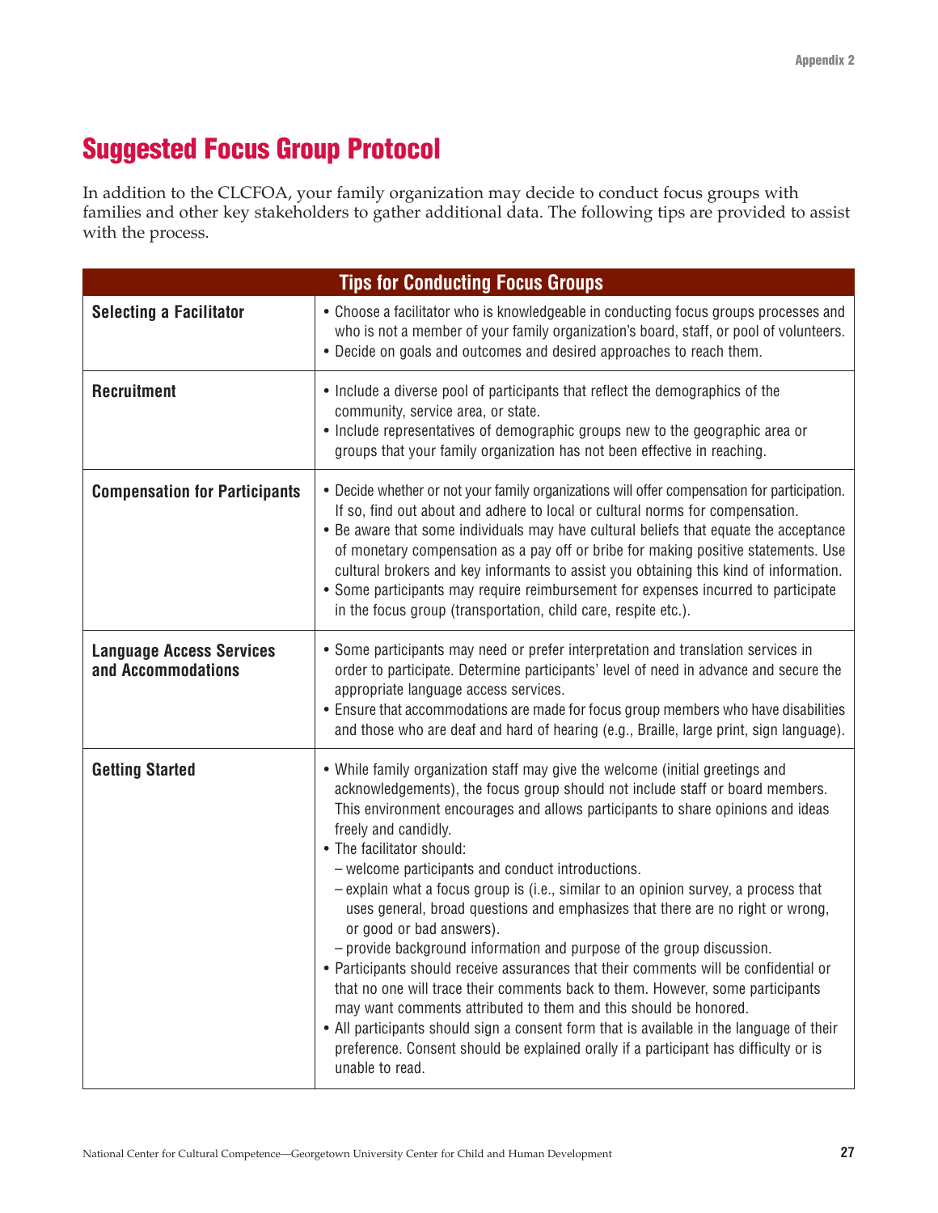# Suggested Focus Group Protocol

In addition to the CLCFOA, your family organization may decide to conduct focus groups with families and other key stakeholders to gather additional data. The following tips are provided to assist with the process.

| Tips for Conducting Focus Groups | |
|---|---|
| **Selecting a Facilitator** | • Choose a facilitator who is knowledgeable in conducting focus groups processes and who is not a member of your family organization's board, staff, or pool of volunteers.<br>• Decide on goals and outcomes and desired approaches to reach them. |
| **Recruitment** | • Include a diverse pool of participants that reflect the demographics of the community, service area, or state.<br>• Include representatives of demographic groups new to the geographic area or groups that your family organization has not been effective in reaching. |
| **Compensation for Participants** | • Decide whether or not your family organizations will offer compensation for participation. If so, find out about and adhere to local or cultural norms for compensation.<br>• Be aware that some individuals may have cultural beliefs that equate the acceptance of monetary compensation as a pay off or bribe for making positive statements. Use cultural brokers and key informants to assist you obtaining this kind of information.<br>• Some participants may require reimbursement for expenses incurred to participate in the focus group (transportation, child care, respite etc.). |
| **Language Access Services and Accommodations** | • Some participants may need or prefer interpretation and translation services in order to participate. Determine participants' level of need in advance and secure the appropriate language access services.<br>• Ensure that accommodations are made for focus group members who have disabilities and those who are deaf and hard of hearing (e.g., Braille, large print, sign language). |
| **Getting Started** | • While family organization staff may give the welcome (initial greetings and acknowledgements), the focus group should not include staff or board members. This environment encourages and allows participants to share opinions and ideas freely and candidly.<br>• The facilitator should:<br>– welcome participants and conduct introductions.<br>– explain what a focus group is (i.e., similar to an opinion survey, a process that uses general, broad questions and emphasizes that there are no right or wrong, or good or bad answers).<br>– provide background information and purpose of the group discussion.<br>• Participants should receive assurances that their comments will be confidential or that no one will trace their comments back to them. However, some participants may want comments attributed to them and this should be honored.<br>• All participants should sign a consent form that is available in the language of their preference. Consent should be explained orally if a participant has difficulty or is unable to read. |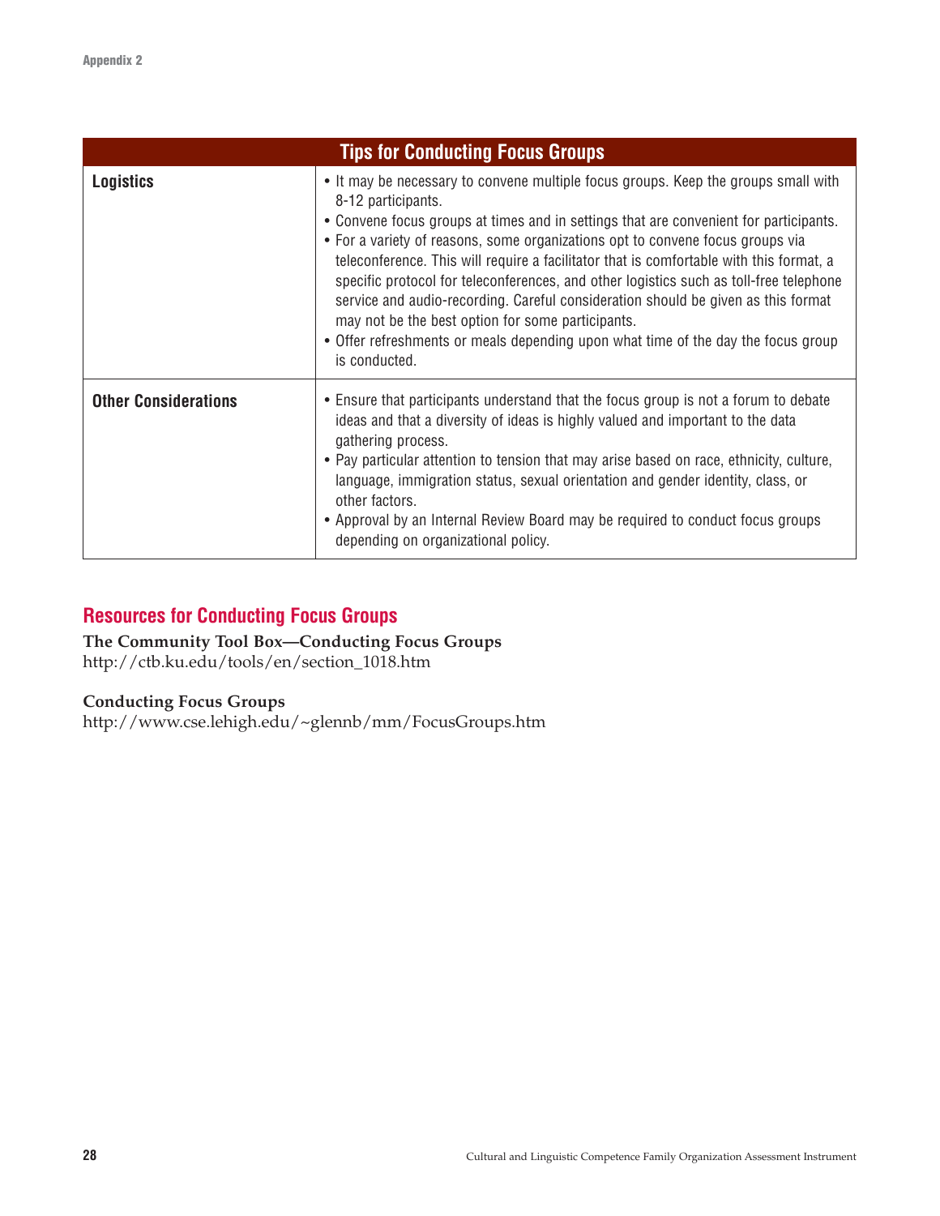| Tips for Conducting Focus Groups | |
|---|---|
| **Logistics** | • It may be necessary to convene multiple focus groups. Keep the groups small with 8-12 participants.<br>• Convene focus groups at times and in settings that are convenient for participants.<br>• For a variety of reasons, some organizations opt to convene focus groups via teleconference. This will require a facilitator that is comfortable with this format, a specific protocol for teleconferences, and other logistics such as toll-free telephone service and audio-recording. Careful consideration should be given as this format may not be the best option for some participants.<br>• Offer refreshments or meals depending upon what time of the day the focus group is conducted. |
| **Other Considerations** | • Ensure that participants understand that the focus group is not a forum to debate ideas and that a diversity of ideas is highly valued and important to the data gathering process.<br>• Pay particular attention to tension that may arise based on race, ethnicity, culture, language, immigration status, sexual orientation and gender identity, class, or other factors.<br>• Approval by an Internal Review Board may be required to conduct focus groups depending on organizational policy. |

## Resources for Conducting Focus Groups

**The Community Tool Box—Conducting Focus Groups**
http://ctb.ku.edu/tools/en/section_1018.htm

**Conducting Focus Groups**
http://www.cse.lehigh.edu/~glennb/mm/FocusGroups.htm